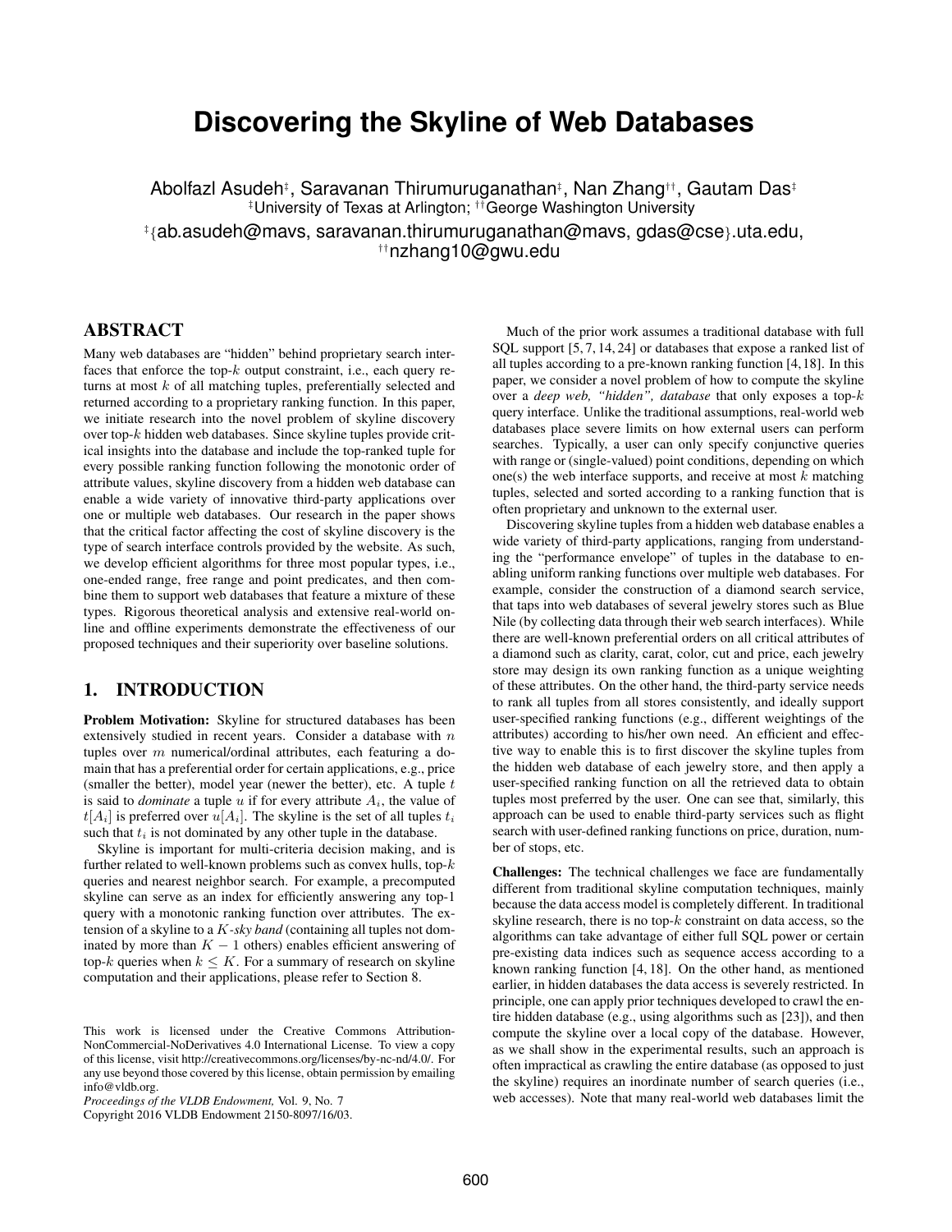# Discovering the Skyline of Web Databases

Abolfazl Asudeh[‡], Saravanan Thirumuruganathan[‡], Nan Zhang[††], Gautam Das[‡]

[‡]University of Texas at Arlington; [††]George Washington University

[‡]{ab.asudeh@mavs, saravanan.thirumuruganathan@mavs, gdas@cse}.uta.edu, [††]nzhang10@gwu.edu

## ABSTRACT

Many web databases are "hidden" behind proprietary search interfaces that enforce the top-$k$ output constraint, i.e., each query returns at most $k$ of all matching tuples, preferentially selected and returned according to a proprietary ranking function. In this paper, we initiate research into the novel problem of skyline discovery over top-$k$ hidden web databases. Since skyline tuples provide critical insights into the database and include the top-ranked tuple for every possible ranking function following the monotonic order of attribute values, skyline discovery from a hidden web database can enable a wide variety of innovative third-party applications over one or multiple web databases. Our research in the paper shows that the critical factor affecting the cost of skyline discovery is the type of search interface controls provided by the website. As such, we develop efficient algorithms for three most popular types, i.e., one-ended range, free range and point predicates, and then combine them to support web databases that feature a mixture of these types. Rigorous theoretical analysis and extensive real-world online and offline experiments demonstrate the effectiveness of our proposed techniques and their superiority over baseline solutions.

## 1. INTRODUCTION

**Problem Motivation:** Skyline for structured databases has been extensively studied in recent years. Consider a database with $n$ tuples over $m$ numerical/ordinal attributes, each featuring a domain that has a preferential order for certain applications, e.g., price (smaller the better), model year (newer the better), etc. A tuple $t$ is said to *dominate* a tuple $u$ if for every attribute $A_i$, the value of $t[A_i]$ is preferred over $u[A_i]$. The skyline is the set of all tuples $t_i$ such that $t_i$ is not dominated by any other tuple in the database.

Skyline is important for multi-criteria decision making, and is further related to well-known problems such as convex hulls, top-$k$ queries and nearest neighbor search. For example, a precomputed skyline can serve as an index for efficiently answering any top-1 query with a monotonic ranking function over attributes. The extension of a skyline to a $K$-*sky band* (containing all tuples not dominated by more than $K - 1$ others) enables efficient answering of top-$k$ queries when $k \leq K$. For a summary of research on skyline computation and their applications, please refer to Section 8.

This work is licensed under the Creative Commons Attribution-NonCommercial-NoDerivatives 4.0 International License. To view a copy of this license, visit http://creativecommons.org/licenses/by-nc-nd/4.0/. For any use beyond those covered by this license, obtain permission by emailing info@vldb.org.
*Proceedings of the VLDB Endowment,* Vol. 9, No. 7
Copyright 2016 VLDB Endowment 2150-8097/16/03.

Much of the prior work assumes a traditional database with full SQL support [5, 7, 14, 24] or databases that expose a ranked list of all tuples according to a pre-known ranking function [4, 18]. In this paper, we consider a novel problem of how to compute the skyline over a *deep web, "hidden", database* that only exposes a top-$k$ query interface. Unlike the traditional assumptions, real-world web databases place severe limits on how external users can perform searches. Typically, a user can only specify conjunctive queries with range or (single-valued) point conditions, depending on which one(s) the web interface supports, and receive at most $k$ matching tuples, selected and sorted according to a ranking function that is often proprietary and unknown to the external user.

Discovering skyline tuples from a hidden web database enables a wide variety of third-party applications, ranging from understanding the "performance envelope" of tuples in the database to enabling uniform ranking functions over multiple web databases. For example, consider the construction of a diamond search service, that taps into web databases of several jewelry stores such as Blue Nile (by collecting data through their web search interfaces). While there are well-known preferential orders on all critical attributes of a diamond such as clarity, carat, color, cut and price, each jewelry store may design its own ranking function as a unique weighting of these attributes. On the other hand, the third-party service needs to rank all tuples from all stores consistently, and ideally support user-specified ranking functions (e.g., different weightings of the attributes) according to his/her own need. An efficient and effective way to enable this is to first discover the skyline tuples from the hidden web database of each jewelry store, and then apply a user-specified ranking function on all the retrieved data to obtain tuples most preferred by the user. One can see that, similarly, this approach can be used to enable third-party services such as flight search with user-defined ranking functions on price, duration, number of stops, etc.

**Challenges:** The technical challenges we face are fundamentally different from traditional skyline computation techniques, mainly because the data access model is completely different. In traditional skyline research, there is no top-$k$ constraint on data access, so the algorithms can take advantage of either full SQL power or certain pre-existing data indices such as sequence access according to a known ranking function [4, 18]. On the other hand, as mentioned earlier, in hidden databases the data access is severely restricted. In principle, one can apply prior techniques developed to crawl the entire hidden database (e.g., using algorithms such as [23]), and then compute the skyline over a local copy of the database. However, as we shall show in the experimental results, such an approach is often impractical as crawling the entire database (as opposed to just the skyline) requires an inordinate number of search queries (i.e., web accesses). Note that many real-world web databases limit the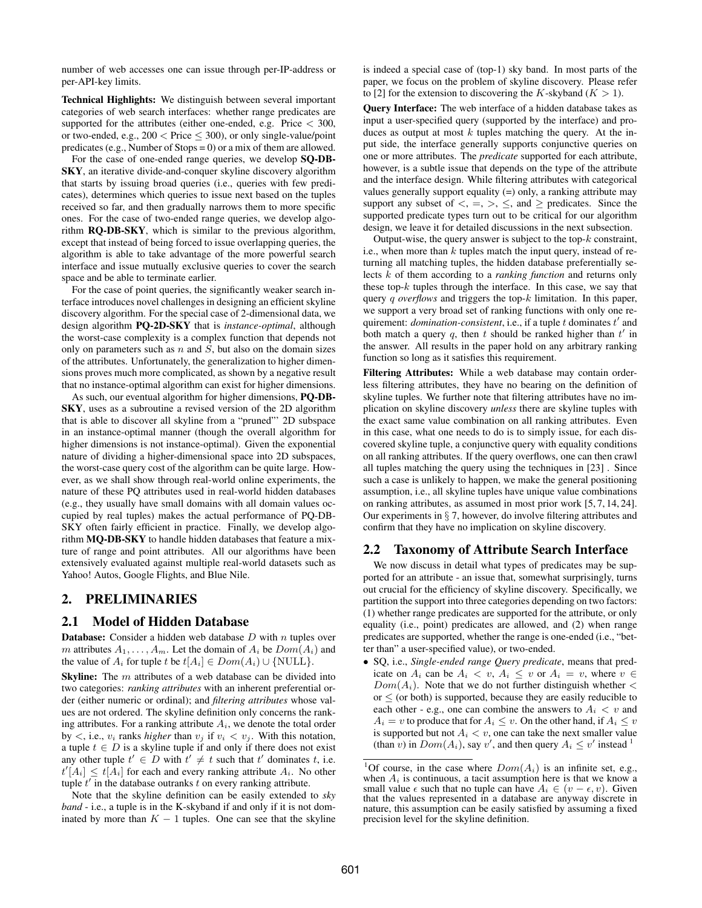number of web accesses one can issue through per-IP-address or per-API-key limits.

**Technical Highlights:** We distinguish between several important categories of web search interfaces: whether range predicates are supported for the attributes (either one-ended, e.g. Price $< 300$, or two-ended, e.g., $200 <$ Price $\leq 300$), or only single-value/point predicates (e.g., Number of Stops = 0) or a mix of them are allowed.

For the case of one-ended range queries, we develop **SQ-DB-SKY**, an iterative divide-and-conquer skyline discovery algorithm that starts by issuing broad queries (i.e., queries with few predicates), determines which queries to issue next based on the tuples received so far, and then gradually narrows them to more specific ones. For the case of two-ended range queries, we develop algorithm **RQ-DB-SKY**, which is similar to the previous algorithm, except that instead of being forced to issue overlapping queries, the algorithm is able to take advantage of the more powerful search interface and issue mutually exclusive queries to cover the search space and be able to terminate earlier.

For the case of point queries, the significantly weaker search interface introduces novel challenges in designing an efficient skyline discovery algorithm. For the special case of 2-dimensional data, we design algorithm **PQ-2D-SKY** that is *instance-optimal*, although the worst-case complexity is a complex function that depends not only on parameters such as $n$ and $S$, but also on the domain sizes of the attributes. Unfortunately, the generalization to higher dimensions proves much more complicated, as shown by a negative result that no instance-optimal algorithm can exist for higher dimensions.

As such, our eventual algorithm for higher dimensions, **PQ-DB-SKY**, uses as a subroutine a revised version of the 2D algorithm that is able to discover all skyline from a "pruned"' 2D subspace in an instance-optimal manner (though the overall algorithm for higher dimensions is not instance-optimal). Given the exponential nature of dividing a higher-dimensional space into 2D subspaces, the worst-case query cost of the algorithm can be quite large. However, as we shall show through real-world online experiments, the nature of these PQ attributes used in real-world hidden databases (e.g., they usually have small domains with all domain values occupied by real tuples) makes the actual performance of PQ-DB-SKY often fairly efficient in practice. Finally, we develop algorithm **MQ-DB-SKY** to handle hidden databases that feature a mixture of range and point attributes. All our algorithms have been extensively evaluated against multiple real-world datasets such as Yahoo! Autos, Google Flights, and Blue Nile.

## 2. PRELIMINARIES

### 2.1 Model of Hidden Database

**Database:** Consider a hidden web database $D$ with $n$ tuples over $m$ attributes $A_1, \ldots, A_m$. Let the domain of $A_i$ be $Dom(A_i)$ and the value of $A_i$ for tuple $t$ be $t[A_i] \in Dom(A_i) \cup \{\text{NULL}\}$.

**Skyline:** The $m$ attributes of a web database can be divided into two categories: *ranking attributes* with an inherent preferential order (either numeric or ordinal); and *filtering attributes* whose values are not ordered. The skyline definition only concerns the ranking attributes. For a ranking attribute $A_i$, we denote the total order by $<$, i.e., $v_i$ ranks *higher* than $v_j$ if $v_i < v_j$. With this notation, a tuple $t \in D$ is a skyline tuple if and only if there does not exist any other tuple $t' \in D$ with $t' \neq t$ such that $t'$ dominates $t$, i.e. $t'[A_i] \leq t[A_i]$ for each and every ranking attribute $A_i$. No other tuple $t'$ in the database outranks $t$ on every ranking attribute.

Note that the skyline definition can be easily extended to *sky band* - i.e., a tuple is in the K-skyband if and only if it is not dominated by more than $K - 1$ tuples. One can see that the skyline is indeed a special case of (top-1) sky band. In most parts of the paper, we focus on the problem of skyline discovery. Please refer to [2] for the extension to discovering the $K$-skyband ($K > 1$).

**Query Interface:** The web interface of a hidden database takes as input a user-specified query (supported by the interface) and produces as output at most $k$ tuples matching the query. At the input side, the interface generally supports conjunctive queries on one or more attributes. The *predicate* supported for each attribute, however, is a subtle issue that depends on the type of the attribute and the interface design. While filtering attributes with categorical values generally support equality (=) only, a ranking attribute may support any subset of $<, =, >, \leq$, and $\geq$ predicates. Since the supported predicate types turn out to be critical for our algorithm design, we leave it for detailed discussions in the next subsection.

Output-wise, the query answer is subject to the top-$k$ constraint, i.e., when more than $k$ tuples match the input query, instead of returning all matching tuples, the hidden database preferentially selects $k$ of them according to a *ranking function* and returns only these top-$k$ tuples through the interface. In this case, we say that query $q$ *overflows* and triggers the top-$k$ limitation. In this paper, we support a very broad set of ranking functions with only one requirement: *domination-consistent*, i.e., if a tuple $t$ dominates $t'$ and both match a query $q$, then $t$ should be ranked higher than $t'$ in the answer. All results in the paper hold on any arbitrary ranking function so long as it satisfies this requirement.

**Filtering Attributes:** While a web database may contain orderless filtering attributes, they have no bearing on the definition of skyline tuples. We further note that filtering attributes have no implication on skyline discovery *unless* there are skyline tuples with the exact same value combination on all ranking attributes. Even in this case, what one needs to do is to simply issue, for each discovered skyline tuple, a conjunctive query with equality conditions on all ranking attributes. If the query overflows, one can then crawl all tuples matching the query using the techniques in [23] . Since such a case is unlikely to happen, we make the general positioning assumption, i.e., all skyline tuples have unique value combinations on ranking attributes, as assumed in most prior work [5, 7, 14, 24]. Our experiments in § 7, however, do involve filtering attributes and confirm that they have no implication on skyline discovery.

### 2.2 Taxonomy of Attribute Search Interface

We now discuss in detail what types of predicates may be supported for an attribute - an issue that, somewhat surprisingly, turns out crucial for the efficiency of skyline discovery. Specifically, we partition the support into three categories depending on two factors: (1) whether range predicates are supported for the attribute, or only equality (i.e., point) predicates are allowed, and (2) when range predicates are supported, whether the range is one-ended (i.e., "better than" a user-specified value), or two-ended.

- SQ, i.e., *Single-ended range Query predicate*, means that predicate on $A_i$ can be $A_i < v$, $A_i \leq v$ or $A_i = v$, where $v \in Dom(A_i)$. Note that we do not further distinguish whether $<$ or $\leq$ (or both) is supported, because they are easily reducible to each other - e.g., one can combine the answers to $A_i < v$ and $A_i = v$ to produce that for $A_i \leq v$. On the other hand, if $A_i \leq v$ is supported but not $A_i < v$, one can take the next smaller value (than $v$) in $Dom(A_i)$, say $v'$, and then query $A_i \leq v'$ instead [1]

[1] Of course, in the case where $Dom(A_i)$ is an infinite set, e.g., when $A_i$ is continuous, a tacit assumption here is that we know a small value $\epsilon$ such that no tuple can have $A_i \in (v - \epsilon, v)$. Given that the values represented in a database are anyway discrete in nature, this assumption can be easily satisfied by assuming a fixed precision level for the skyline definition.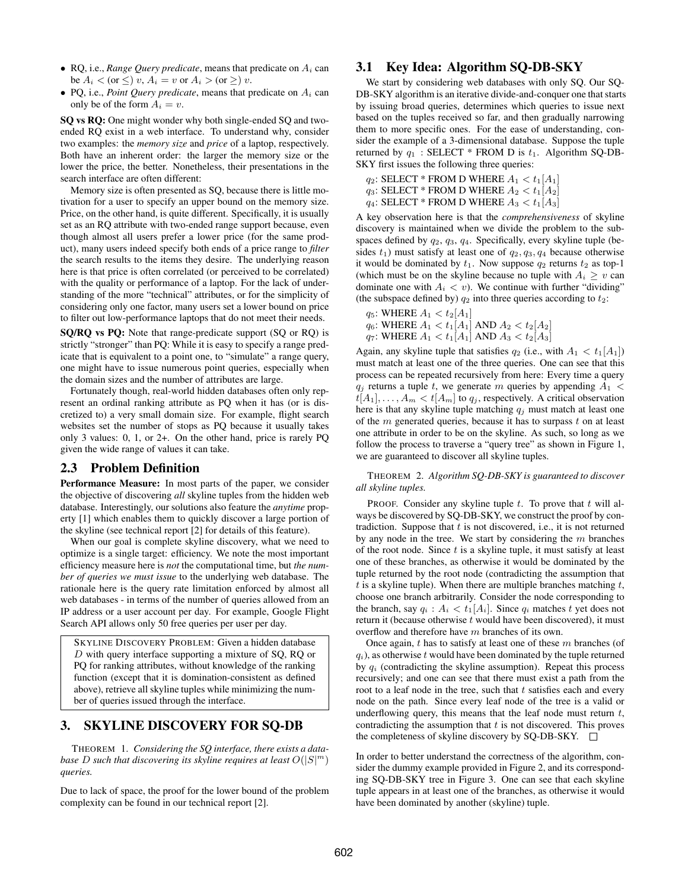- RQ, i.e., *Range Query predicate*, means that predicate on $A_i$ can be $A_i <$ (or $\leq$) $v$, $A_i = v$ or $A_i >$ (or $\geq$) $v$.
- PQ, i.e., *Point Query predicate*, means that predicate on $A_i$ can only be of the form $A_i = v$.

**SQ vs RQ:** One might wonder why both single-ended SQ and two-ended RQ exist in a web interface. To understand why, consider two examples: the *memory size* and *price* of a laptop, respectively. Both have an inherent order: the larger the memory size or the lower the price, the better. Nonetheless, their presentations in the search interface are often different:

Memory size is often presented as SQ, because there is little motivation for a user to specify an upper bound on the memory size. Price, on the other hand, is quite different. Specifically, it is usually set as an RQ attribute with two-ended range support because, even though almost all users prefer a lower price (for the same product), many users indeed specify both ends of a price range to *filter* the search results to the items they desire. The underlying reason here is that price is often correlated (or perceived to be correlated) with the quality or performance of a laptop. For the lack of understanding of the more "technical" attributes, or for the simplicity of considering only one factor, many users set a lower bound on price to filter out low-performance laptops that do not meet their needs.

**SQ/RQ vs PQ:** Note that range-predicate support (SQ or RQ) is strictly "stronger" than PQ: While it is easy to specify a range predicate that is equivalent to a point one, to "simulate" a range query, one might have to issue numerous point queries, especially when the domain sizes and the number of attributes are large.

Fortunately though, real-world hidden databases often only represent an ordinal ranking attribute as PQ when it has (or is discretized to) a very small domain size. For example, flight search websites set the number of stops as PQ because it usually takes only 3 values: 0, 1, or 2+. On the other hand, price is rarely PQ given the wide range of values it can take.

## 2.3 Problem Definition

**Performance Measure:** In most parts of the paper, we consider the objective of discovering *all* skyline tuples from the hidden web database. Interestingly, our solutions also feature the *anytime* property [1] which enables them to quickly discover a large portion of the skyline (see technical report [2] for details of this feature).

When our goal is complete skyline discovery, what we need to optimize is a single target: efficiency. We note the most important efficiency measure here is *not* the computational time, but *the number of queries we must issue* to the underlying web database. The rationale here is the query rate limitation enforced by almost all web databases - in terms of the number of queries allowed from an IP address or a user account per day. For example, Google Flight Search API allows only 50 free queries per user per day.

SKYLINE DISCOVERY PROBLEM: Given a hidden database $D$ with query interface supporting a mixture of SQ, RQ or PQ for ranking attributes, without knowledge of the ranking function (except that it is domination-consistent as defined above), retrieve all skyline tuples while minimizing the number of queries issued through the interface.

# 3. SKYLINE DISCOVERY FOR SQ-DB

THEOREM 1. *Considering the SQ interface, there exists a database $D$ such that discovering its skyline requires at least $O(|S|^m)$ queries.*

Due to lack of space, the proof for the lower bound of the problem complexity can be found in our technical report [2].

## 3.1 Key Idea: Algorithm SQ-DB-SKY

We start by considering web databases with only SQ. Our SQ-DB-SKY algorithm is an iterative divide-and-conquer one that starts by issuing broad queries, determines which queries to issue next based on the tuples received so far, and then gradually narrowing them to more specific ones. For the ease of understanding, consider the example of a 3-dimensional database. Suppose the tuple returned by $q_1$ : SELECT * FROM D is $t_1$. Algorithm SQ-DB-SKY first issues the following three queries:

$q_2$: SELECT * FROM D WHERE $A_1 < t_1[A_1]$
$q_3$: SELECT * FROM D WHERE $A_2 < t_1[A_2]$
$q_4$: SELECT * FROM D WHERE $A_3 < t_1[A_3]$

A key observation here is that the *comprehensiveness* of skyline discovery is maintained when we divide the problem to the subspaces defined by $q_2, q_3, q_4$. Specifically, every skyline tuple (besides $t_1$) must satisfy at least one of $q_2, q_3, q_4$ because otherwise it would be dominated by $t_1$. Now suppose $q_2$ returns $t_2$ as top-1 (which must be on the skyline because no tuple with $A_i \geq v$ can dominate one with $A_i < v$). We continue with further "dividing" (the subspace defined by) $q_2$ into three queries according to $t_2$:

$q_5$: WHERE $A_1 < t_2[A_1]$
$q_6$: WHERE $A_1 < t_1[A_1]$ AND $A_2 < t_2[A_2]$
$q_7$: WHERE $A_1 < t_1[A_1]$ AND $A_3 < t_2[A_3]$

Again, any skyline tuple that satisfies $q_2$ (i.e., with $A_1 < t_1[A_1]$) must match at least one of the three queries. One can see that this process can be repeated recursively from here: Every time a query $q_j$ returns a tuple $t$, we generate $m$ queries by appending $A_1 < t[A_1], \ldots, A_m < t[A_m]$ to $q_j$, respectively. A critical observation here is that any skyline tuple matching $q_j$ must match at least one of the $m$ generated queries, because it has to surpass $t$ on at least one attribute in order to be on the skyline. As such, so long as we follow the process to traverse a "query tree" as shown in Figure 1, we are guaranteed to discover all skyline tuples.

THEOREM 2. *Algorithm SQ-DB-SKY is guaranteed to discover all skyline tuples.*

PROOF. Consider any skyline tuple $t$. To prove that $t$ will always be discovered by SQ-DB-SKY, we construct the proof by contradiction. Suppose that $t$ is not discovered, i.e., it is not returned by any node in the tree. We start by considering the $m$ branches of the root node. Since $t$ is a skyline tuple, it must satisfy at least one of these branches, as otherwise it would be dominated by the tuple returned by the root node (contradicting the assumption that $t$ is a skyline tuple). When there are multiple branches matching $t$, choose one branch arbitrarily. Consider the node corresponding to the branch, say $q_i : A_i < t_1[A_i]$. Since $q_i$ matches $t$ yet does not return it (because otherwise $t$ would have been discovered), it must overflow and therefore have $m$ branches of its own.

Once again, $t$ has to satisfy at least one of these $m$ branches (of $q_i$), as otherwise $t$ would have been dominated by the tuple returned by $q_i$ (contradicting the skyline assumption). Repeat this process recursively; and one can see that there must exist a path from the root to a leaf node in the tree, such that $t$ satisfies each and every node on the path. Since every leaf node of the tree is a valid or underflowing query, this means that the leaf node must return $t$, contradicting the assumption that $t$ is not discovered. This proves the completeness of skyline discovery by SQ-DB-SKY. □

In order to better understand the correctness of the algorithm, consider the dummy example provided in Figure 2, and its corresponding SQ-DB-SKY tree in Figure 3. One can see that each skyline tuple appears in at least one of the branches, as otherwise it would have been dominated by another (skyline) tuple.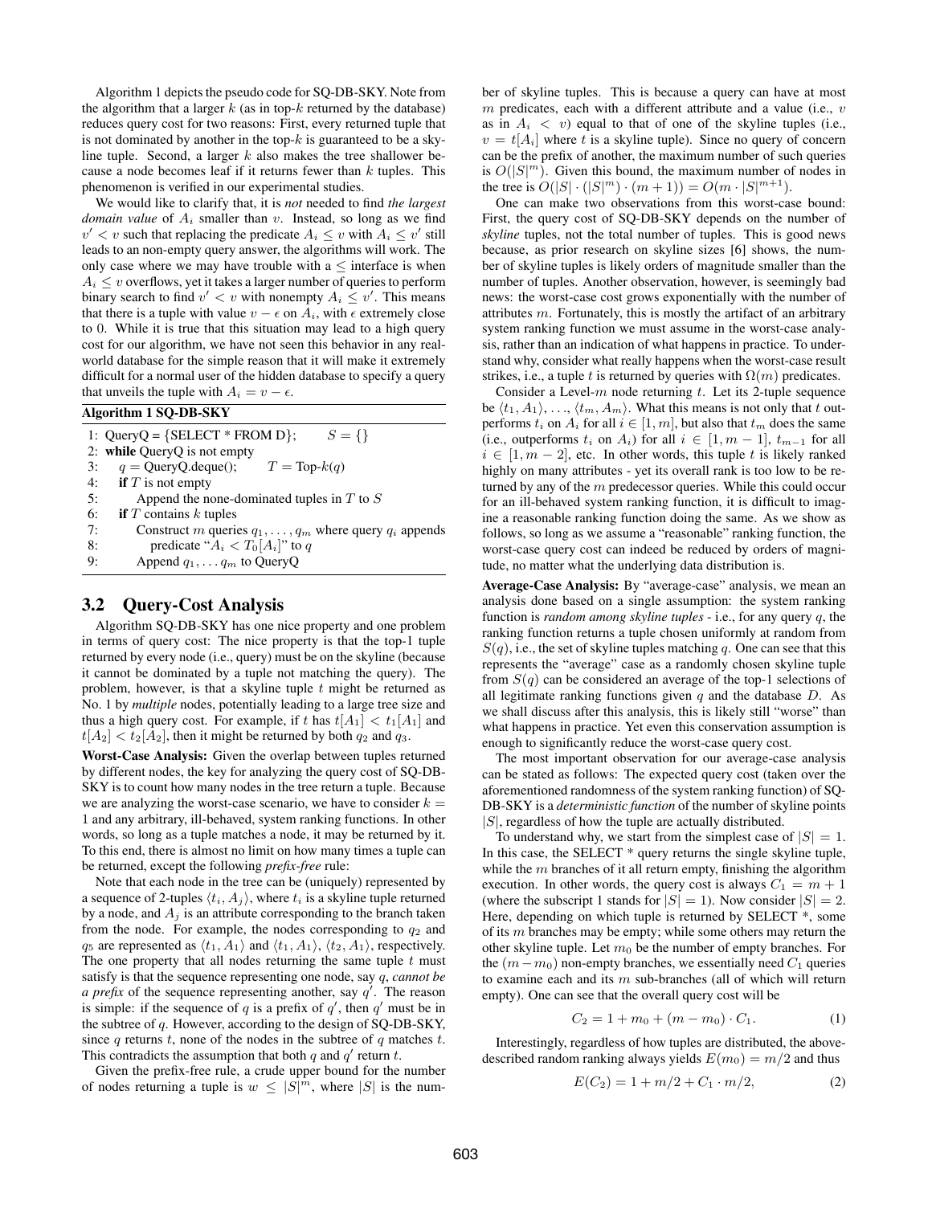Algorithm 1 depicts the pseudo code for SQ-DB-SKY. Note from the algorithm that a larger $k$ (as in top-$k$ returned by the database) reduces query cost for two reasons: First, every returned tuple that is not dominated by another in the top-$k$ is guaranteed to be a skyline tuple. Second, a larger $k$ also makes the tree shallower because a node becomes leaf if it returns fewer than $k$ tuples. This phenomenon is verified in our experimental studies.

We would like to clarify that, it is *not* needed to find *the largest domain value* of $A_i$ smaller than $v$. Instead, so long as we find $v' < v$ such that replacing the predicate $A_i \leq v$ with $A_i \leq v'$ still leads to an non-empty query answer, the algorithms will work. The only case where we may have trouble with a $\leq$ interface is when $A_i \leq v$ overflows, yet it takes a larger number of queries to perform binary search to find $v' < v$ with nonempty $A_i \leq v'$. This means that there is a tuple with value $v - \epsilon$ on $A_i$, with $\epsilon$ extremely close to 0. While it is true that this situation may lead to a high query cost for our algorithm, we have not seen this behavior in any real-world database for the simple reason that it will make it extremely difficult for a normal user of the hidden database to specify a query that unveils the tuple with $A_i = v - \epsilon$.

**Algorithm 1 SQ-DB-SKY**

```
1: QueryQ = {SELECT * FROM D};        S = {}
2: while QueryQ is not empty
3:     q = QueryQ.deque();        T = Top-k(q)
4:     if T is not empty
5:         Append the none-dominated tuples in T to S
6:     if T contains k tuples
7:         Construct m queries q_1, ..., q_m where query q_i appends
8:             predicate "A_i < T_0[A_i]" to q
9:         Append q_1, ... q_m to QueryQ
```

## 3.2 Query-Cost Analysis

Algorithm SQ-DB-SKY has one nice property and one problem in terms of query cost: The nice property is that the top-1 tuple returned by every node (i.e., query) must be on the skyline (because it cannot be dominated by a tuple not matching the query). The problem, however, is that a skyline tuple $t$ might be returned as No. 1 by *multiple* nodes, potentially leading to a large tree size and thus a high query cost. For example, if $t$ has $t[A_1] < t_1[A_1]$ and $t[A_2] < t_2[A_2]$, then it might be returned by both $q_2$ and $q_3$.

**Worst-Case Analysis:** Given the overlap between tuples returned by different nodes, the key for analyzing the query cost of SQ-DB-SKY is to count how many nodes in the tree return a tuple. Because we are analyzing the worst-case scenario, we have to consider $k = 1$ and any arbitrary, ill-behaved, system ranking functions. In other words, so long as a tuple matches a node, it may be returned by it. To this end, there is almost no limit on how many times a tuple can be returned, except the following *prefix-free* rule:

Note that each node in the tree can be (uniquely) represented by a sequence of 2-tuples $\langle t_i, A_j \rangle$, where $t_i$ is a skyline tuple returned by a node, and $A_j$ is an attribute corresponding to the branch taken from the node. For example, the nodes corresponding to $q_2$ and $q_5$ are represented as $\langle t_1, A_1 \rangle$ and $\langle t_1, A_1 \rangle$, $\langle t_2, A_1 \rangle$, respectively. The one property that all nodes returning the same tuple $t$ must satisfy is that the sequence representing one node, say $q$, *cannot be a prefix* of the sequence representing another, say $q'$. The reason is simple: if the sequence of $q$ is a prefix of $q'$, then $q'$ must be in the subtree of $q$. However, according to the design of SQ-DB-SKY, since $q$ returns $t$, none of the nodes in the subtree of $q$ matches $t$. This contradicts the assumption that both $q$ and $q'$ return $t$.

Given the prefix-free rule, a crude upper bound for the number of nodes returning a tuple is $w \leq |S|^m$, where $|S|$ is the number of skyline tuples. This is because a query can have at most $m$ predicates, each with a different attribute and a value (i.e., $v$ as in $A_i < v$) equal to that of one of the skyline tuples (i.e., $v = t[A_i]$ where $t$ is a skyline tuple). Since no query of concern can be the prefix of another, the maximum number of such queries is $O(|S|^m)$. Given this bound, the maximum number of nodes in the tree is $O(|S| \cdot (|S|^m) \cdot (m+1)) = O(m \cdot |S|^{m+1})$.

One can make two observations from this worst-case bound: First, the query cost of SQ-DB-SKY depends on the number of *skyline* tuples, not the total number of tuples. This is good news because, as prior research on skyline sizes [6] shows, the number of skyline tuples is likely orders of magnitude smaller than the number of tuples. Another observation, however, is seemingly bad news: the worst-case cost grows exponentially with the number of attributes $m$. Fortunately, this is mostly the artifact of an arbitrary system ranking function we must assume in the worst-case analysis, rather than an indication of what happens in practice. To understand why, consider what really happens when the worst-case result strikes, i.e., a tuple $t$ is returned by queries with $\Omega(m)$ predicates.

Consider a Level-$m$ node returning $t$. Let its 2-tuple sequence be $\langle t_1, A_1 \rangle, \ldots, \langle t_m, A_m \rangle$. What this means is not only that $t$ outperforms $t_i$ on $A_i$ for all $i \in [1, m]$, but also that $t_m$ does the same (i.e., outperforms $t_i$ on $A_i$) for all $i \in [1, m-1]$, $t_{m-1}$ for all $i \in [1, m-2]$, etc. In other words, this tuple $t$ is likely ranked highly on many attributes - yet its overall rank is too low to be returned by any of the $m$ predecessor queries. While this could occur for an ill-behaved system ranking function, it is difficult to imagine a reasonable ranking function doing the same. As we show as follows, so long as we assume a "reasonable" ranking function, the worst-case query cost can indeed be reduced by orders of magnitude, no matter what the underlying data distribution is.

**Average-Case Analysis:** By "average-case" analysis, we mean an analysis done based on a single assumption: the system ranking function is *random among skyline tuples* - i.e., for any query $q$, the ranking function returns a tuple chosen uniformly at random from $S(q)$, i.e., the set of skyline tuples matching $q$. One can see that this represents the "average" case as a randomly chosen skyline tuple from $S(q)$ can be considered an average of the top-1 selections of all legitimate ranking functions given $q$ and the database $D$. As we shall discuss after this analysis, this is likely still "worse" than what happens in practice. Yet even this conservation assumption is enough to significantly reduce the worst-case query cost.

The most important observation for our average-case analysis can be stated as follows: The expected query cost (taken over the aforementioned randomness of the system ranking function) of SQ-DB-SKY is a *deterministic function* of the number of skyline points $|S|$, regardless of how the tuple are actually distributed.

To understand why, we start from the simplest case of $|S| = 1$. In this case, the SELECT * query returns the single skyline tuple, while the $m$ branches of it all return empty, finishing the algorithm execution. In other words, the query cost is always $C_1 = m + 1$ (where the subscript 1 stands for $|S| = 1$). Now consider $|S| = 2$. Here, depending on which tuple is returned by SELECT *, some of its $m$ branches may be empty; while some others may return the other skyline tuple. Let $m_0$ be the number of empty branches. For the $(m - m_0)$ non-empty branches, we essentially need $C_1$ queries to examine each and its $m$ sub-branches (all of which will return empty). One can see that the overall query cost will be

$$C_2 = 1 + m_0 + (m - m_0) \cdot C_1. \tag{1}$$

Interestingly, regardless of how tuples are distributed, the above-described random ranking always yields $E(m_0) = m/2$ and thus

$$E(C_2) = 1 + m/2 + C_1 \cdot m/2, \tag{2}$$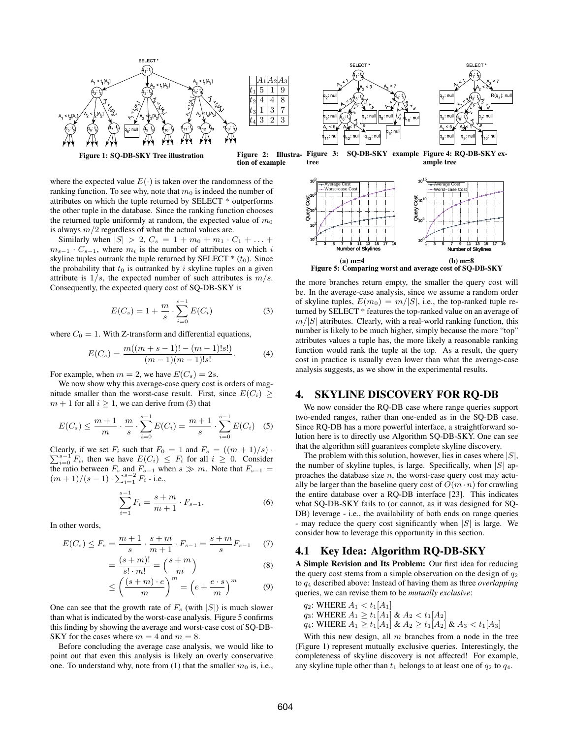Figure 1: SQ-DB-SKY Tree illustration

|  | $A_1$ | $A_2$ | $A_3$ |
|---|---|---|---|
| $t_1$ | 5 | 1 | 9 |
| $t_2$ | 4 | 4 | 8 |
| $t_3$ | 1 | 3 | 7 |
| $t_4$ | 3 | 2 | 3 |

Figure 2: Illustration of example

Figure 3: SQ-DB-SKY example tree

Figure 4: RQ-DB-SKY example tree

where the expected value $E(\cdot)$ is taken over the randomness of the ranking function. To see why, note that $m_0$ is indeed the number of attributes on which the tuple returned by SELECT * outperforms the other tuple in the database. Since the ranking function chooses the returned tuple uniformly at random, the expected value of $m_0$ is always $m/2$ regardless of what the actual values are.

Similarly when $|S| > 2$, $C_s = 1 + m_0 + m_1 \cdot C_1 + \ldots + m_{s-1} \cdot C_{s-1}$, where $m_i$ is the number of attributes on which $i$ skyline tuples outrank the tuple returned by SELECT * ($t_0$). Since the probability that $t_0$ is outranked by $i$ skyline tuples on a given attribute is $1/s$, the expected number of such attributes is $m/s$. Consequently, the expected query cost of SQ-DB-SKY is

$$E(C_s) = 1 + \frac{m}{s} \cdot \sum_{i=0}^{s-1} E(C_i) \tag{3}$$

where $C_0 = 1$. With Z-transform and differential equations,

$$E(C_s) = \frac{m((m+s-1)! - (m-1)!s!)}{(m-1)(m-1)!s!}. \tag{4}$$

For example, when $m = 2$, we have $E(C_s) = 2s$.

We now show why this average-case query cost is orders of magnitude smaller than the worst-case result. First, since $E(C_i) \geq m + 1$ for all $i \geq 1$, we can derive from (3) that

$$E(C_s) \leq \frac{m+1}{m} \cdot \frac{m}{s} \cdot \sum_{i=0}^{s-1} E(C_i) = \frac{m+1}{s} \cdot \sum_{i=0}^{s-1} E(C_i) \tag{5}$$

Clearly, if we set $F_i$ such that $F_0 = 1$ and $F_s = ((m+1)/s) \cdot \sum_{i=0}^{s-1} F_i$, then we have $E(C_i) \leq F_i$ for all $i \geq 0$. Consider the ratio between $F_s$ and $F_{s-1}$ when $s \gg m$. Note that $F_{s-1} = (m+1)/(s-1) \cdot \sum_{i=1}^{s-2} F_i$ - i.e.,

$$\sum_{i=1}^{s-1} F_i = \frac{s+m}{m+1} \cdot F_{s-1}. \tag{6}$$

In other words,

$$E(C_s) \leq F_s = \frac{m+1}{s} \cdot \frac{s+m}{m+1} \cdot F_{s-1} = \frac{s+m}{s} F_{s-1} \tag{7}$$

$$= \frac{(s+m)!}{s! \cdot m!} = \binom{s+m}{m} \tag{8}$$

$$\leq \left(\frac{(s+m) \cdot e}{m}\right)^m = \left(e + \frac{e \cdot s}{m}\right)^m \tag{9}$$

One can see that the growth rate of $F_s$ (with $|S|$) is much slower than what is indicated by the worst-case analysis. Figure 5 confirms this finding by showing the average and worst-case cost of SQ-DB-SKY for the cases where $m = 4$ and $m = 8$.

Before concluding the average case analysis, we would like to point out that even this analysis is likely an overly conservative one. To understand why, note from (1) that the smaller $m_0$ is, i.e., the more branches return empty, the smaller the query cost will be. In the average-case analysis, since we assume a random order of skyline tuples, $E(m_0) = m/|S|$, i.e., the top-ranked tuple returned by SELECT * features the top-ranked value on an average of $m/|S|$ attributes. Clearly, with a real-world ranking function, this number is likely to be much higher, simply because the more "top" attributes values a tuple has, the more likely a reasonable ranking function would rank the tuple at the top. As a result, the query cost in practice is usually even lower than what the average-case analysis suggests, as we show in the experimental results.

(a) m=4 (b) m=8

Figure 5: Comparing worst and average cost of SQ-DB-SKY

## 4. SKYLINE DISCOVERY FOR RQ-DB

We now consider the RQ-DB case where range queries support two-ended ranges, rather than one-ended as in the SQ-DB case. Since RQ-DB has a more powerful interface, a straightforward solution here is to directly use Algorithm SQ-DB-SKY. One can see that the algorithm still guarantees complete skyline discovery.

The problem with this solution, however, lies in cases where $|S|$, the number of skyline tuples, is large. Specifically, when $|S|$ approaches the database size $n$, the worst-case query cost may actually be larger than the baseline query cost of $O(m \cdot n)$ for crawling the entire database over a RQ-DB interface [23]. This indicates what SQ-DB-SKY fails to (or cannot, as it was designed for SQ-DB) leverage - i.e., the availability of both ends on range queries - may reduce the query cost significantly when $|S|$ is large. We consider how to leverage this opportunity in this section.

### 4.1 Key Idea: Algorithm RQ-DB-SKY

**A Simple Revision and Its Problem:** Our first idea for reducing the query cost stems from a simple observation on the design of $q_2$ to $q_4$ described above: Instead of having them as three *overlapping* queries, we can revise them to be *mutually exclusive*:

$q_2$: WHERE $A_1 < t_1[A_1]$
$q_3$: WHERE $A_1 \geq t_1[A_1]$ & $A_2 < t_1[A_2]$
$q_4$: WHERE $A_1 \geq t_1[A_1]$ & $A_2 \geq t_1[A_2]$ & $A_3 < t_1[A_3]$

With this new design, all $m$ branches from a node in the tree (Figure 1) represent mutually exclusive queries. Interestingly, the completeness of skyline discovery is not affected! For example, any skyline tuple other than $t_1$ belongs to at least one of $q_2$ to $q_4$.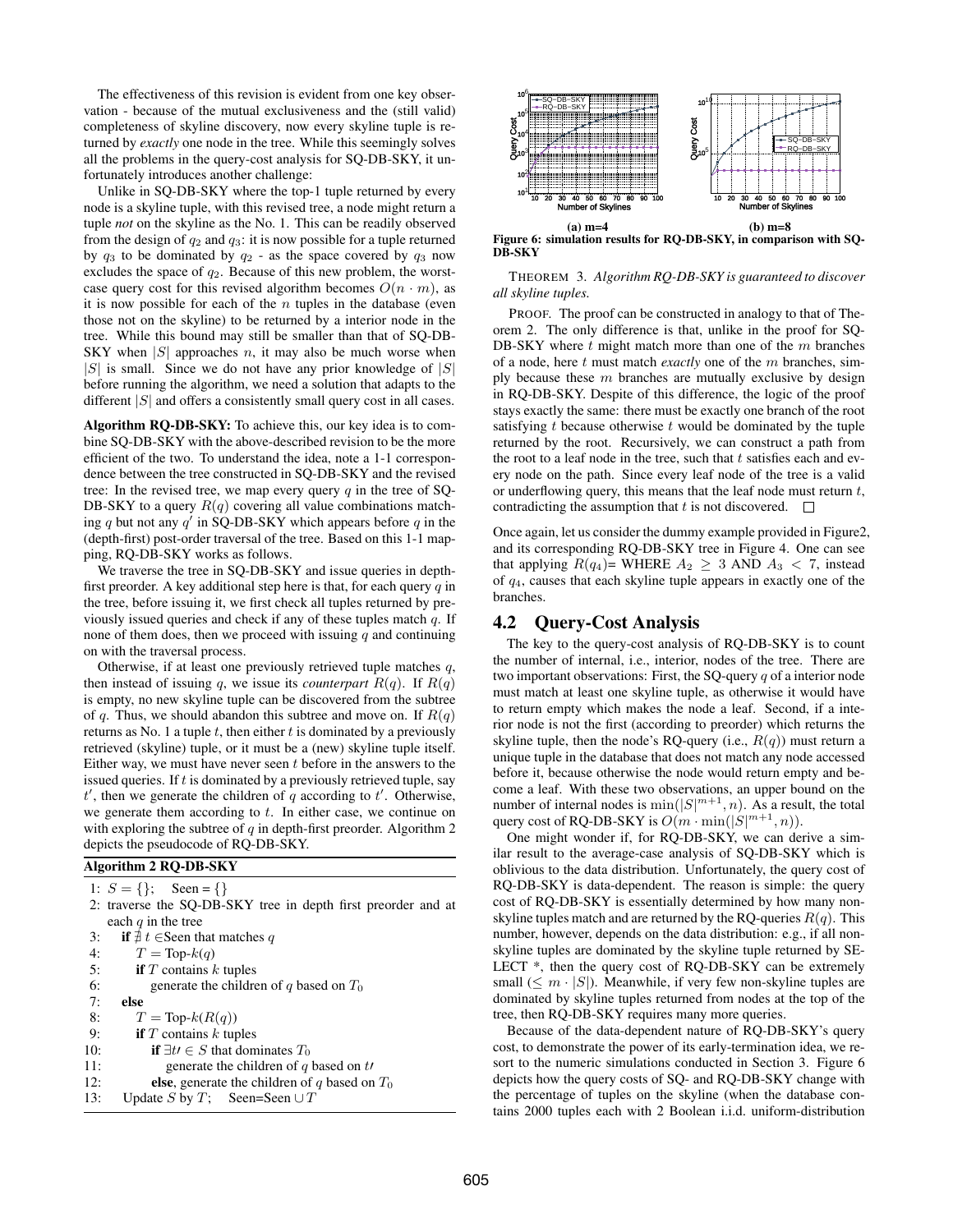The effectiveness of this revision is evident from one key observation - because of the mutual exclusiveness and the (still valid) completeness of skyline discovery, now every skyline tuple is returned by *exactly* one node in the tree. While this seemingly solves all the problems in the query-cost analysis for SQ-DB-SKY, it unfortunately introduces another challenge:

Unlike in SQ-DB-SKY where the top-1 tuple returned by every node is a skyline tuple, with this revised tree, a node might return a tuple *not* on the skyline as the No. 1. This can be readily observed from the design of $q_2$ and $q_3$: it is now possible for a tuple returned by $q_3$ to be dominated by $q_2$ - as the space covered by $q_3$ now excludes the space of $q_2$. Because of this new problem, the worst-case query cost for this revised algorithm becomes $O(n \cdot m)$, as it is now possible for each of the $n$ tuples in the database (even those not on the skyline) to be returned by a interior node in the tree. While this bound may still be smaller than that of SQ-DB-SKY when $|S|$ approaches $n$, it may also be much worse when $|S|$ is small. Since we do not have any prior knowledge of $|S|$ before running the algorithm, we need a solution that adapts to the different $|S|$ and offers a consistently small query cost in all cases.

**Algorithm RQ-DB-SKY:** To achieve this, our key idea is to combine SQ-DB-SKY with the above-described revision to be the more efficient of the two. To understand the idea, note a 1-1 correspondence between the tree constructed in SQ-DB-SKY and the revised tree: In the revised tree, we map every query $q$ in the tree of SQ-DB-SKY to a query $R(q)$ covering all value combinations matching $q$ but not any $q'$ in SQ-DB-SKY which appears before $q$ in the (depth-first) post-order traversal of the tree. Based on this 1-1 mapping, RQ-DB-SKY works as follows.

We traverse the tree in SQ-DB-SKY and issue queries in depth-first preorder. A key additional step here is that, for each query $q$ in the tree, before issuing it, we first check all tuples returned by previously issued queries and check if any of these tuples match $q$. If none of them does, then we proceed with issuing $q$ and continuing on with the traversal process.

Otherwise, if at least one previously retrieved tuple matches $q$, then instead of issuing $q$, we issue its *counterpart* $R(q)$. If $R(q)$ is empty, no new skyline tuple can be discovered from the subtree of $q$. Thus, we should abandon this subtree and move on. If $R(q)$ returns as No. 1 a tuple $t$, then either $t$ is dominated by a previously retrieved (skyline) tuple, or it must be a (new) skyline tuple itself. Either way, we must have never seen $t$ before in the answers to the issued queries. If $t$ is dominated by a previously retrieved tuple, say $t'$, then we generate the children of $q$ according to $t'$. Otherwise, we generate them according to $t$. In either case, we continue on with exploring the subtree of $q$ in depth-first preorder. Algorithm 2 depicts the pseudocode of RQ-DB-SKY.

**Algorithm 2 RQ-DB-SKY**

```
1: S = {};    Seen = {}
2: traverse the SQ-DB-SKY tree in depth first preorder and at
   each q in the tree
3:    if ∄ t ∈Seen that matches q
4:       T = Top-k(q)
5:       if T contains k tuples
6:          generate the children of q based on T_0
7:    else
8:       T = Top-k(R(q))
9:       if T contains k tuples
10:         if ∃t' ∈ S that dominates T_0
11:            generate the children of q based on t'
12:         else, generate the children of q based on T_0
13:   Update S by T;   Seen=Seen ∪ T
```

Figure 6: simulation results for RQ-DB-SKY, in comparison with SQ-DB-SKY

**THEOREM 3.** *Algorithm RQ-DB-SKY is guaranteed to discover all skyline tuples.*

PROOF. The proof can be constructed in analogy to that of Theorem 2. The only difference is that, unlike in the proof for SQ-DB-SKY where $t$ might match more than one of the $m$ branches of a node, here $t$ must match *exactly* one of the $m$ branches, simply because these $m$ branches are mutually exclusive by design in RQ-DB-SKY. Despite of this difference, the logic of the proof stays exactly the same: there must be exactly one branch of the root satisfying $t$ because otherwise $t$ would be dominated by the tuple returned by the root. Recursively, we can construct a path from the root to a leaf node in the tree, such that $t$ satisfies each and every node on the path. Since every leaf node of the tree is a valid or underflowing query, this means that the leaf node must return $t$, contradicting the assumption that $t$ is not discovered. □

Once again, let us consider the dummy example provided in Figure2, and its corresponding RQ-DB-SKY tree in Figure 4. One can see that applying $R(q_4)$= WHERE $A_2 \geq 3$ AND $A_3 < 7$, instead of $q_4$, causes that each skyline tuple appears in exactly one of the branches.

## 4.2 Query-Cost Analysis

The key to the query-cost analysis of RQ-DB-SKY is to count the number of internal, i.e., interior, nodes of the tree. There are two important observations: First, the SQ-query $q$ of a interior node must match at least one skyline tuple, as otherwise it would have to return empty which makes the node a leaf. Second, if a interior node is not the first (according to preorder) which returns the skyline tuple, then the node's RQ-query (i.e., $R(q)$) must return a unique tuple in the database that does not match any node accessed before it, because otherwise the node would return empty and become a leaf. With these two observations, an upper bound on the number of internal nodes is $\min(|S|^{m+1}, n)$. As a result, the total query cost of RQ-DB-SKY is $O(m \cdot \min(|S|^{m+1}, n))$.

One might wonder if, for RQ-DB-SKY, we can derive a similar result to the average-case analysis of SQ-DB-SKY which is oblivious to the data distribution. Unfortunately, the query cost of RQ-DB-SKY is data-dependent. The reason is simple: the query cost of RQ-DB-SKY is essentially determined by how many non-skyline tuples match and are returned by the RQ-queries $R(q)$. This number, however, depends on the data distribution: e.g., if all non-skyline tuples are dominated by the skyline tuple returned by SELECT *, then the query cost of RQ-DB-SKY can be extremely small ($\leq m \cdot |S|$). Meanwhile, if very few non-skyline tuples are dominated by skyline tuples returned from nodes at the top of the tree, then RQ-DB-SKY requires many more queries.

Because of the data-dependent nature of RQ-DB-SKY's query cost, to demonstrate the power of its early-termination idea, we resort to the numeric simulations conducted in Section 3. Figure 6 depicts how the query costs of SQ- and RQ-DB-SKY change with the percentage of tuples on the skyline (when the database contains 2000 tuples each with 2 Boolean i.i.d. uniform-distribution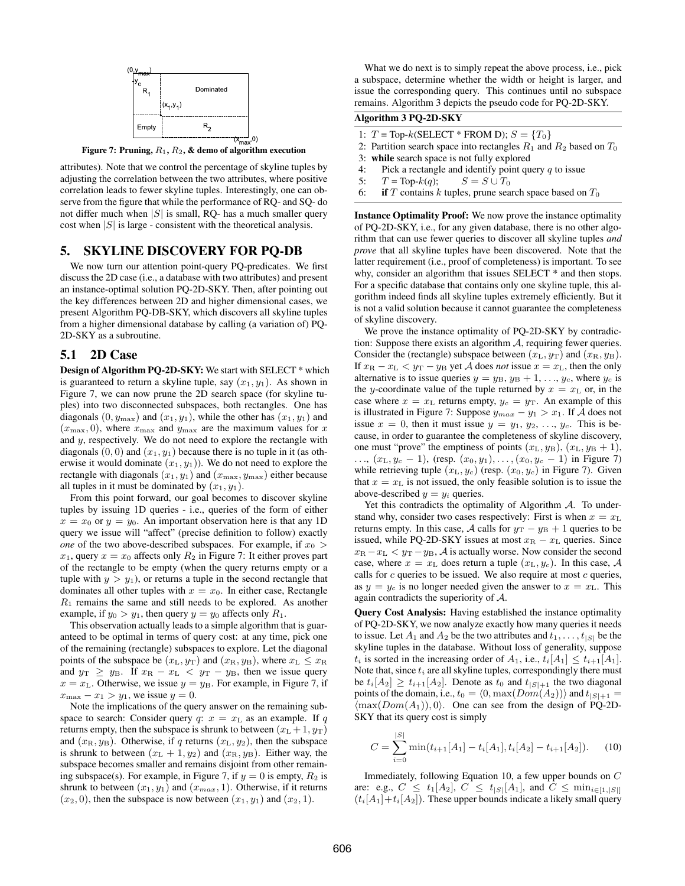Figure 7: Pruning, $R_1$, $R_2$, & demo of algorithm execution

attributes). Note that we control the percentage of skyline tuples by adjusting the correlation between the two attributes, where positive correlation leads to fewer skyline tuples. Interestingly, one can observe from the figure that while the performance of RQ- and SQ- do not differ much when $|S|$ is small, RQ- has a much smaller query cost when $|S|$ is large - consistent with the theoretical analysis.

## 5. SKYLINE DISCOVERY FOR PQ-DB

We now turn our attention point-query PQ-predicates. We first discuss the 2D case (i.e., a database with two attributes) and present an instance-optimal solution PQ-2D-SKY. Then, after pointing out the key differences between 2D and higher dimensional cases, we present Algorithm PQ-DB-SKY, which discovers all skyline tuples from a higher dimensional database by calling (a variation of) PQ-2D-SKY as a subroutine.

### 5.1 2D Case

**Design of Algorithm PQ-2D-SKY:** We start with SELECT * which is guaranteed to return a skyline tuple, say $(x_1, y_1)$. As shown in Figure 7, we can now prune the 2D search space (for skyline tuples) into two disconnected subspaces, both rectangles. One has diagonals $(0, y_{\max})$ and $(x_1, y_1)$, while the other has $(x_1, y_1)$ and $(x_{\max}, 0)$, where $x_{\max}$ and $y_{\max}$ are the maximum values for $x$ and $y$, respectively. We do not need to explore the rectangle with diagonals $(0, 0)$ and $(x_1, y_1)$ because there is no tuple in it (as otherwise it would dominate $(x_1, y_1)$). We do not need to explore the rectangle with diagonals $(x_1, y_1)$ and $(x_{\max}, y_{\max})$ either because all tuples in it must be dominated by $(x_1, y_1)$.

From this point forward, our goal becomes to discover skyline tuples by issuing 1D queries - i.e., queries of the form of either $x = x_0$ or $y = y_0$. An important observation here is that any 1D query we issue will "affect" (precise definition to follow) exactly *one* of the two above-described subspaces. For example, if $x_0 > x_1$, query $x = x_0$ affects only $R_2$ in Figure 7: It either proves part of the rectangle to be empty (when the query returns empty or a tuple with $y > y_1$), or returns a tuple in the second rectangle that dominates all other tuples with $x = x_0$. In either case, Rectangle $R_1$ remains the same and still needs to be explored. As another example, if $y_0 > y_1$, then query $y = y_0$ affects only $R_1$.

This observation actually leads to a simple algorithm that is guaranteed to be optimal in terms of query cost: at any time, pick one of the remaining (rectangle) subspaces to explore. Let the diagonal points of the subspace be $(x_{\rm L}, y_{\rm T})$ and $(x_{\rm R}, y_{\rm B})$, where $x_{\rm L} \leq x_{\rm R}$ and $y_{\rm T} \geq y_{\rm B}$. If $x_{\rm R} - x_{\rm L} < y_{\rm T} - y_{\rm B}$, then we issue query $x = x_{\rm L}$. Otherwise, we issue $y = y_{\rm B}$. For example, in Figure 7, if $x_{\max} - x_1 > y_1$, we issue $y = 0$.

Note the implications of the query answer on the remaining subspace to search: Consider query $q$: $x = x_{\rm L}$ as an example. If $q$ returns empty, then the subspace is shrunk to between $(x_{\rm L}+1, y_{\rm T})$ and $(x_{\rm R}, y_{\rm B})$. Otherwise, if $q$ returns $(x_{\rm L}, y_2)$, then the subspace is shrunk to between $(x_{\rm L}+1, y_2)$ and $(x_{\rm R}, y_{\rm B})$. Either way, the subspace becomes smaller and remains disjoint from other remaining subspace(s). For example, in Figure 7, if $y = 0$ is empty, $R_2$ is shrunk to between $(x_1, y_1)$ and $(x_{max}, 1)$. Otherwise, if it returns $(x_2, 0)$, then the subspace is now between $(x_1, y_1)$ and $(x_2, 1)$.

What we do next is to simply repeat the above process, i.e., pick a subspace, determine whether the width or height is larger, and issue the corresponding query. This continues until no subspace remains. Algorithm 3 depicts the pseudo code for PQ-2D-SKY.

**Algorithm 3 PQ-2D-SKY**

```
1: T = Top-k(SELECT * FROM D); S = {T_0}
2: Partition search space into rectangles R_1 and R_2 based on T_0
3: while search space is not fully explored
4:     Pick a rectangle and identify point query q to issue
5:     T = Top-k(q);     S = S ∪ T_0
6:     if T contains k tuples, prune search space based on T_0
```

**Instance Optimality Proof:** We now prove the instance optimality of PQ-2D-SKY, i.e., for any given database, there is no other algorithm that can use fewer queries to discover all skyline tuples *and prove* that all skyline tuples have been discovered. Note that the latter requirement (i.e., proof of completeness) is important. To see why, consider an algorithm that issues SELECT * and then stops. For a specific database that contains only one skyline tuple, this algorithm indeed finds all skyline tuples extremely efficiently. But it is not a valid solution because it cannot guarantee the completeness of skyline discovery.

We prove the instance optimality of PQ-2D-SKY by contradiction: Suppose there exists an algorithm $\mathcal{A}$, requiring fewer queries. Consider the (rectangle) subspace between $(x_{\rm L}, y_{\rm T})$ and $(x_{\rm R}, y_{\rm B})$. If $x_{\rm R} - x_{\rm L} < y_{\rm T} - y_{\rm B}$ yet $\mathcal{A}$ does *not* issue $x = x_{\rm L}$, then the only alternative is to issue queries $y = y_{\rm B}, y_{\rm B}+1, \ldots, y_c$, where $y_c$ is the $y$-coordinate value of the tuple returned by $x = x_{\rm L}$ or, in the case where $x = x_{\rm L}$ returns empty, $y_c = y_{\rm T}$. An example of this is illustrated in Figure 7: Suppose $y_{max} - y_1 > x_1$. If $\mathcal{A}$ does not issue $x = 0$, then it must issue $y = y_1, y_2, \ldots, y_c$. This is because, in order to guarantee the completeness of skyline discovery, one must "prove" the emptiness of points $(x_{\rm L}, y_{\rm B})$, $(x_{\rm L}, y_{\rm B}+1)$, $\ldots$, $(x_{\rm L}, y_c - 1)$, (resp. $(x_0, y_1), \ldots, (x_0, y_c - 1)$ in Figure 7) while retrieving tuple $(x_{\rm L}, y_c)$ (resp. $(x_0, y_c)$ in Figure 7). Given that $x = x_{\rm L}$ is not issued, the only feasible solution is to issue the above-described $y = y_i$ queries.

Yet this contradicts the optimality of Algorithm $\mathcal{A}$. To understand why, consider two cases respectively: First is when $x = x_{\rm L}$ returns empty. In this case, $\mathcal{A}$ calls for $y_{\rm T} - y_{\rm B} + 1$ queries to be issued, while PQ-2D-SKY issues at most $x_{\rm R} - x_{\rm L}$ queries. Since $x_{\rm R} - x_{\rm L} < y_{\rm T} - y_{\rm B}$, $\mathcal{A}$ is actually worse. Now consider the second case, where $x = x_{\rm L}$ does return a tuple $(x_{\rm L}, y_c)$. In this case, $\mathcal{A}$ calls for $c$ queries to be issued. We also require at most $c$ queries, as $y = y_c$ is no longer needed given the answer to $x = x_{\rm L}$. This again contradicts the superiority of $\mathcal{A}$.

**Query Cost Analysis:** Having established the instance optimality of PQ-2D-SKY, we now analyze exactly how many queries it needs to issue. Let $A_1$ and $A_2$ be the two attributes and $t_1, \ldots, t_{|S|}$ be the skyline tuples in the database. Without loss of generality, suppose $t_i$ is sorted in the increasing order of $A_1$, i.e., $t_i[A_1] \leq t_{i+1}[A_1]$. Note that, since $t_i$ are all skyline tuples, correspondingly there must be $t_i[A_2] \geq t_{i+1}[A_2]$. Denote as $t_0$ and $t_{|S|+1}$ the two diagonal points of the domain, i.e., $t_0 = \langle 0, \max(Dom(A_2))\rangle$ and $t_{|S|+1} = \langle \max(Dom(A_1)), 0\rangle$. One can see from the design of PQ-2D-SKY that its query cost is simply

$$C = \sum_{i=0}^{|S|} \min(t_{i+1}[A_1] - t_i[A_1], t_i[A_2] - t_{i+1}[A_2]). \quad (10)$$

Immediately, following Equation 10, a few upper bounds on $C$ are: e.g., $C \leq t_1[A_2]$, $C \leq t_{|S|}[A_1]$, and $C \leq \min_{i \in [1,|S|]} (t_i[A_1] + t_i[A_2])$. These upper bounds indicate a likely small query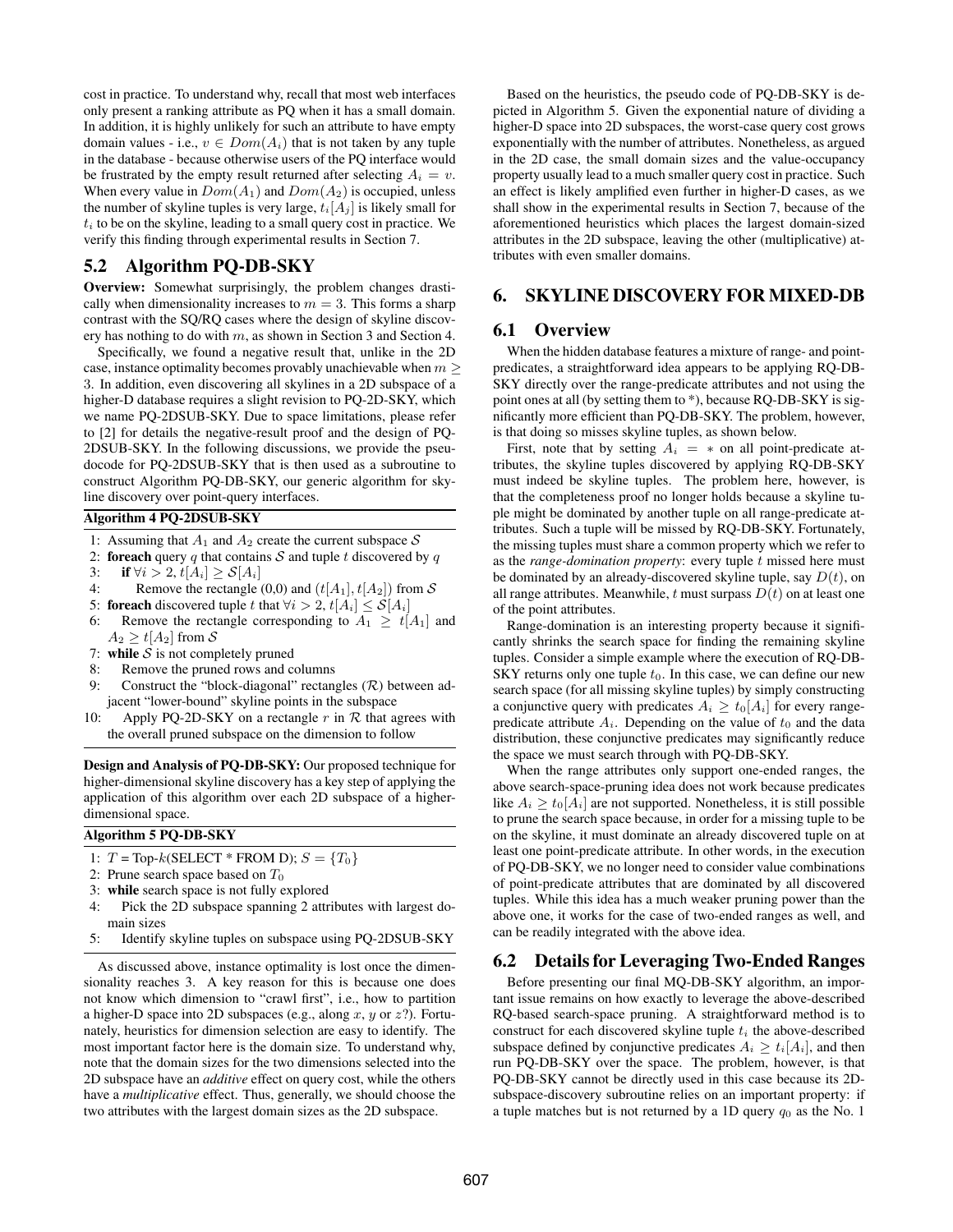cost in practice. To understand why, recall that most web interfaces only present a ranking attribute as PQ when it has a small domain. In addition, it is highly unlikely for such an attribute to have empty domain values - i.e., $v \in Dom(A_i)$ that is not taken by any tuple in the database - because otherwise users of the PQ interface would be frustrated by the empty result returned after selecting $A_i = v$. When every value in $Dom(A_1)$ and $Dom(A_2)$ is occupied, unless the number of skyline tuples is very large, $t_i[A_j]$ is likely small for $t_i$ to be on the skyline, leading to a small query cost in practice. We verify this finding through experimental results in Section 7.

## 5.2 Algorithm PQ-DB-SKY

**Overview:** Somewhat surprisingly, the problem changes drastically when dimensionality increases to $m = 3$. This forms a sharp contrast with the SQ/RQ cases where the design of skyline discovery has nothing to do with $m$, as shown in Section 3 and Section 4.

Specifically, we found a negative result that, unlike in the 2D case, instance optimality becomes provably unachievable when $m \geq 3$. In addition, even discovering all skylines in a 2D subspace of a higher-D database requires a slight revision to PQ-2D-SKY, which we name PQ-2DSUB-SKY. Due to space limitations, please refer to [2] for details the negative-result proof and the design of PQ-2DSUB-SKY. In the following discussions, we provide the pseudocode for PQ-2DSUB-SKY that is then used as a subroutine to construct Algorithm PQ-DB-SKY, our generic algorithm for skyline discovery over point-query interfaces.

**Algorithm 4 PQ-2DSUB-SKY**

1: Assuming that $A_1$ and $A_2$ create the current subspace $\mathcal{S}$
2: **foreach** query $q$ that contains $\mathcal{S}$ and tuple $t$ discovered by $q$
3: &nbsp;&nbsp;&nbsp;&nbsp;**if** $\forall i > 2, t[A_i] \geq \mathcal{S}[A_i]$
4: &nbsp;&nbsp;&nbsp;&nbsp;&nbsp;&nbsp;&nbsp;&nbsp;Remove the rectangle (0,0) and $(t[A_1], t[A_2])$ from $\mathcal{S}$
5: **foreach** discovered tuple $t$ that $\forall i > 2, t[A_i] \leq \mathcal{S}[A_i]$
6: &nbsp;&nbsp;&nbsp;&nbsp;Remove the rectangle corresponding to $A_1 \geq t[A_1]$ and $A_2 \geq t[A_2]$ from $\mathcal{S}$
7: **while** $\mathcal{S}$ is not completely pruned
8: &nbsp;&nbsp;&nbsp;&nbsp;Remove the pruned rows and columns
9: &nbsp;&nbsp;&nbsp;&nbsp;Construct the "block-diagonal" rectangles ($\mathcal{R}$) between adjacent "lower-bound" skyline points in the subspace
10: &nbsp;&nbsp;&nbsp;&nbsp;Apply PQ-2D-SKY on a rectangle $r$ in $\mathcal{R}$ that agrees with the overall pruned subspace on the dimension to follow

**Design and Analysis of PQ-DB-SKY:** Our proposed technique for higher-dimensional skyline discovery has a key step of applying the application of this algorithm over each 2D subspace of a higher-dimensional space.

**Algorithm 5 PQ-DB-SKY**

1: $T$ = Top-$k$(SELECT * FROM D); $S = \{T_0\}$
2: Prune search space based on $T_0$
3: **while** search space is not fully explored
4: &nbsp;&nbsp;&nbsp;&nbsp;Pick the 2D subspace spanning 2 attributes with largest domain sizes
5: &nbsp;&nbsp;&nbsp;&nbsp;Identify skyline tuples on subspace using PQ-2DSUB-SKY

As discussed above, instance optimality is lost once the dimensionality reaches 3. A key reason for this is because one does not know which dimension to "crawl first", i.e., how to partition a higher-D space into 2D subspaces (e.g., along $x$, $y$ or $z$?). Fortunately, heuristics for dimension selection are easy to identify. The most important factor here is the domain size. To understand why, note that the domain sizes for the two dimensions selected into the 2D subspace have an *additive* effect on query cost, while the others have a *multiplicative* effect. Thus, generally, we should choose the two attributes with the largest domain sizes as the 2D subspace.

Based on the heuristics, the pseudo code of PQ-DB-SKY is depicted in Algorithm 5. Given the exponential nature of dividing a higher-D space into 2D subspaces, the worst-case query cost grows exponentially with the number of attributes. Nonetheless, as argued in the 2D case, the small domain sizes and the value-occupancy property usually lead to a much smaller query cost in practice. Such an effect is likely amplified even further in higher-D cases, as we shall show in the experimental results in Section 7, because of the aforementioned heuristics which places the largest domain-sized attributes in the 2D subspace, leaving the other (multiplicative) attributes with even smaller domains.

# 6. SKYLINE DISCOVERY FOR MIXED-DB

## 6.1 Overview

When the hidden database features a mixture of range- and point-predicates, a straightforward idea appears to be applying RQ-DB-SKY directly over the range-predicate attributes and not using the point ones at all (by setting them to *), because RQ-DB-SKY is significantly more efficient than PQ-DB-SKY. The problem, however, is that doing so misses skyline tuples, as shown below.

First, note that by setting $A_i = *$ on all point-predicate attributes, the skyline tuples discovered by applying RQ-DB-SKY must indeed be skyline tuples. The problem here, however, is that the completeness proof no longer holds because a skyline tuple might be dominated by another tuple on all range-predicate attributes. Such a tuple will be missed by RQ-DB-SKY. Fortunately, the missing tuples must share a common property which we refer to as the *range-domination property*: every tuple $t$ missed here must be dominated by an already-discovered skyline tuple, say $D(t)$, on all range attributes. Meanwhile, $t$ must surpass $D(t)$ on at least one of the point attributes.

Range-domination is an interesting property because it significantly shrinks the search space for finding the remaining skyline tuples. Consider a simple example where the execution of RQ-DB-SKY returns only one tuple $t_0$. In this case, we can define our new search space (for all missing skyline tuples) by simply constructing a conjunctive query with predicates $A_i \geq t_0[A_i]$ for every range-predicate attribute $A_i$. Depending on the value of $t_0$ and the data distribution, these conjunctive predicates may significantly reduce the space we must search through with PQ-DB-SKY.

When the range attributes only support one-ended ranges, the above search-space-pruning idea does not work because predicates like $A_i \geq t_0[A_i]$ are not supported. Nonetheless, it is still possible to prune the search space because, in order for a missing tuple to be on the skyline, it must dominate an already discovered tuple on at least one point-predicate attribute. In other words, in the execution of PQ-DB-SKY, we no longer need to consider value combinations of point-predicate attributes that are dominated by all discovered tuples. While this idea has a much weaker pruning power than the above one, it works for the case of two-ended ranges as well, and can be readily integrated with the above idea.

## 6.2 Details for Leveraging Two-Ended Ranges

Before presenting our final MQ-DB-SKY algorithm, an important issue remains on how exactly to leverage the above-described RQ-based search-space pruning. A straightforward method is to construct for each discovered skyline tuple $t_i$ the above-described subspace defined by conjunctive predicates $A_i \geq t_i[A_i]$, and then run PQ-DB-SKY over the space. The problem, however, is that PQ-DB-SKY cannot be directly used in this case because its 2D-subspace-discovery subroutine relies on an important property: if a tuple matches but is not returned by a 1D query $q_0$ as the No. 1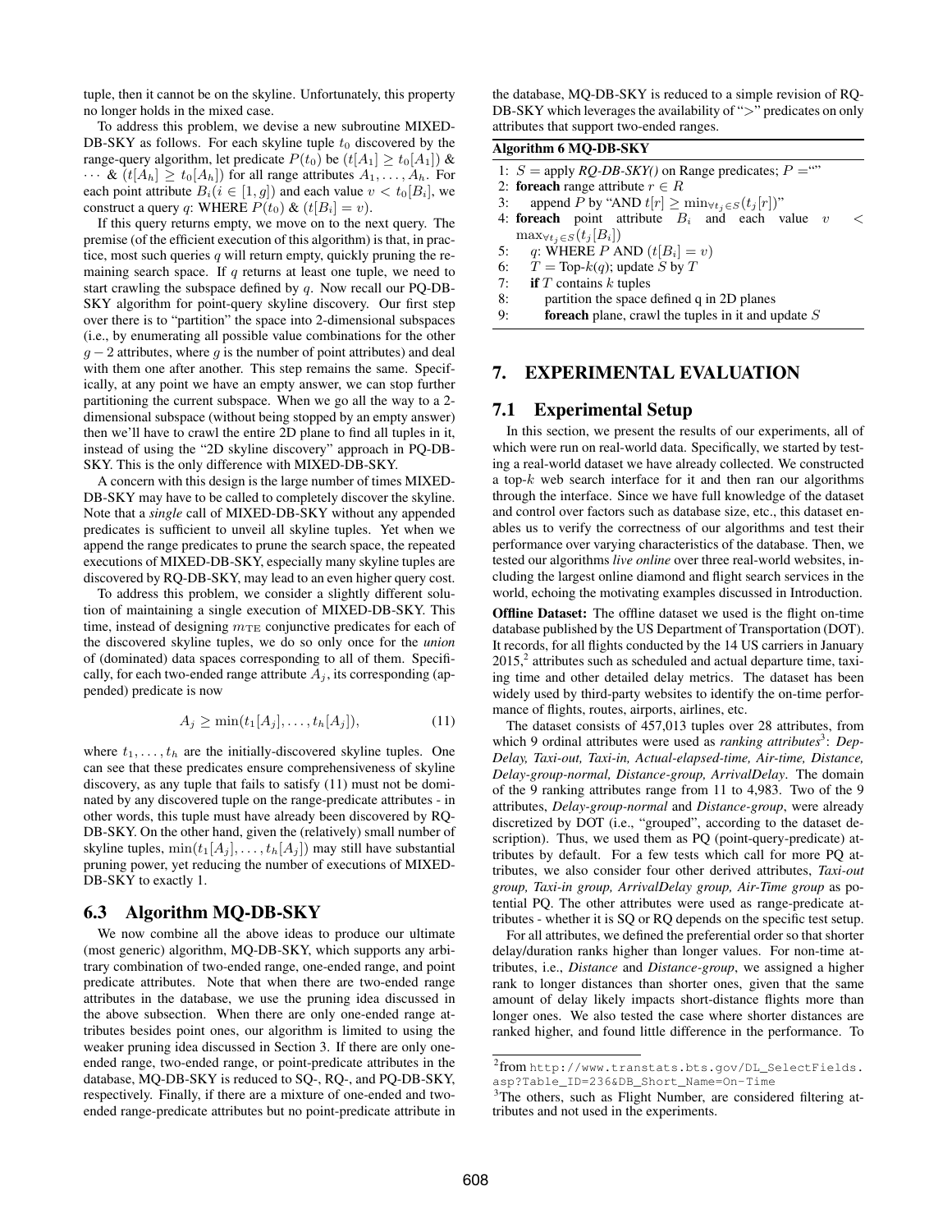tuple, then it cannot be on the skyline. Unfortunately, this property no longer holds in the mixed case.

To address this problem, we devise a new subroutine MIXED-DB-SKY as follows. For each skyline tuple $t_0$ discovered by the range-query algorithm, let predicate $P(t_0)$ be $(t[A_1] \geq t_0[A_1])$ & $\cdots$ & $(t[A_h] \geq t_0[A_h])$ for all range attributes $A_1, \ldots, A_h$. For each point attribute $B_i (i \in [1, g])$ and each value $v < t_0[B_i]$, we construct a query $q$: WHERE $P(t_0)$ & $(t[B_i] = v)$.

If this query returns empty, we move on to the next query. The premise (of the efficient execution of this algorithm) is that, in practice, most such queries $q$ will return empty, quickly pruning the remaining search space. If $q$ returns at least one tuple, we need to start crawling the subspace defined by $q$. Now recall our PQ-DB-SKY algorithm for point-query skyline discovery. Our first step over there is to "partition" the space into 2-dimensional subspaces (i.e., by enumerating all possible value combinations for the other $g - 2$ attributes, where $g$ is the number of point attributes) and deal with them one after another. This step remains the same. Specifically, at any point we have an empty answer, we can stop further partitioning the current subspace. When we go all the way to a 2-dimensional subspace (without being stopped by an empty answer) then we'll have to crawl the entire 2D plane to find all tuples in it, instead of using the "2D skyline discovery" approach in PQ-DB-SKY. This is the only difference with MIXED-DB-SKY.

A concern with this design is the large number of times MIXED-DB-SKY may have to be called to completely discover the skyline. Note that a *single* call of MIXED-DB-SKY without any appended predicates is sufficient to unveil all skyline tuples. Yet when we append the range predicates to prune the search space, the repeated executions of MIXED-DB-SKY, especially many skyline tuples are discovered by RQ-DB-SKY, may lead to an even higher query cost.

To address this problem, we consider a slightly different solution of maintaining a single execution of MIXED-DB-SKY. This time, instead of designing $m_{\mathrm{TE}}$ conjunctive predicates for each of the discovered skyline tuples, we do so only once for the *union* of (dominated) data spaces corresponding to all of them. Specifically, for each two-ended range attribute $A_j$, its corresponding (appended) predicate is now

$$A_j \geq \min(t_1[A_j], \ldots, t_h[A_j]), \tag{11}$$

where $t_1, \ldots, t_h$ are the initially-discovered skyline tuples. One can see that these predicates ensure comprehensiveness of skyline discovery, as any tuple that fails to satisfy (11) must not be dominated by any discovered tuple on the range-predicate attributes - in other words, this tuple must have already been discovered by RQ-DB-SKY. On the other hand, given the (relatively) small number of skyline tuples, $\min(t_1[A_j], \ldots, t_h[A_j])$ may still have substantial pruning power, yet reducing the number of executions of MIXED-DB-SKY to exactly 1.

## 6.3 Algorithm MQ-DB-SKY

We now combine all the above ideas to produce our ultimate (most generic) algorithm, MQ-DB-SKY, which supports any arbitrary combination of two-ended range, one-ended range, and point predicate attributes. Note that when there are two-ended range attributes in the database, we use the pruning idea discussed in the above subsection. When there are only one-ended range attributes besides point ones, our algorithm is limited to using the weaker pruning idea discussed in Section 3. If there are only one-ended range, two-ended range, or point-predicate attributes in the database, MQ-DB-SKY is reduced to SQ-, RQ-, and PQ-DB-SKY, respectively. Finally, if there are a mixture of one-ended and two-ended range-predicate attributes but no point-predicate attribute in the database, MQ-DB-SKY is reduced to a simple revision of RQ-DB-SKY which leverages the availability of ">" predicates on only attributes that support two-ended ranges.

**Algorithm 6 MQ-DB-SKY**

```
1: S = apply RQ-DB-SKY() on Range predicates; P = ""
2: foreach range attribute r ∈ R
3:     append P by "AND t[r] ≥ min_{∀t_j∈S}(t_j[r])"
4: foreach point attribute B_i and each value v < max_{∀t_j∈S}(t_j[B_i])
5:     q: WHERE P AND (t[B_i] = v)
6:     T = Top-k(q); update S by T
7:     if T contains k tuples
8:         partition the space defined q in 2D planes
9:         foreach plane, crawl the tuples in it and update S
```

# 7. EXPERIMENTAL EVALUATION

## 7.1 Experimental Setup

In this section, we present the results of our experiments, all of which were run on real-world data. Specifically, we started by testing a real-world dataset we have already collected. We constructed a top-$k$ web search interface for it and then ran our algorithms through the interface. Since we have full knowledge of the dataset and control over factors such as database size, etc., this dataset enables us to verify the correctness of our algorithms and test their performance over varying characteristics of the database. Then, we tested our algorithms *live online* over three real-world websites, including the largest online diamond and flight search services in the world, echoing the motivating examples discussed in Introduction.

**Offline Dataset:** The offline dataset we used is the flight on-time database published by the US Department of Transportation (DOT). It records, for all flights conducted by the 14 US carriers in January 2015,[2] attributes such as scheduled and actual departure time, taxiing time and other detailed delay metrics. The dataset has been widely used by third-party websites to identify the on-time performance of flights, routes, airports, airlines, etc.

The dataset consists of 457,013 tuples over 28 attributes, from which 9 ordinal attributes were used as *ranking attributes*[3]: *Dep-Delay, Taxi-out, Taxi-in, Actual-elapsed-time, Air-time, Distance, Delay-group-normal, Distance-group, ArrivalDelay*. The domain of the 9 ranking attributes range from 11 to 4,983. Two of the 9 attributes, *Delay-group-normal* and *Distance-group*, were already discretized by DOT (i.e., "grouped", according to the dataset description). Thus, we used them as PQ (point-query-predicate) attributes by default. For a few tests which call for more PQ attributes, we also consider four other derived attributes, *Taxi-out group, Taxi-in group, ArrivalDelay group, Air-Time group* as potential PQ. The other attributes were used as range-predicate attributes - whether it is SQ or RQ depends on the specific test setup.

For all attributes, we defined the preferential order so that shorter delay/duration ranks higher than longer values. For non-time attributes, i.e., *Distance* and *Distance-group*, we assigned a higher rank to longer distances than shorter ones, given that the same amount of delay likely impacts short-distance flights more than longer ones. We also tested the case where shorter distances are ranked higher, and found little difference in the performance. To

[2] from http://www.transtats.bts.gov/DL_SelectFields.asp?Table_ID=236&DB_Short_Name=On-Time

[3] The others, such as Flight Number, are considered filtering attributes and not used in the experiments.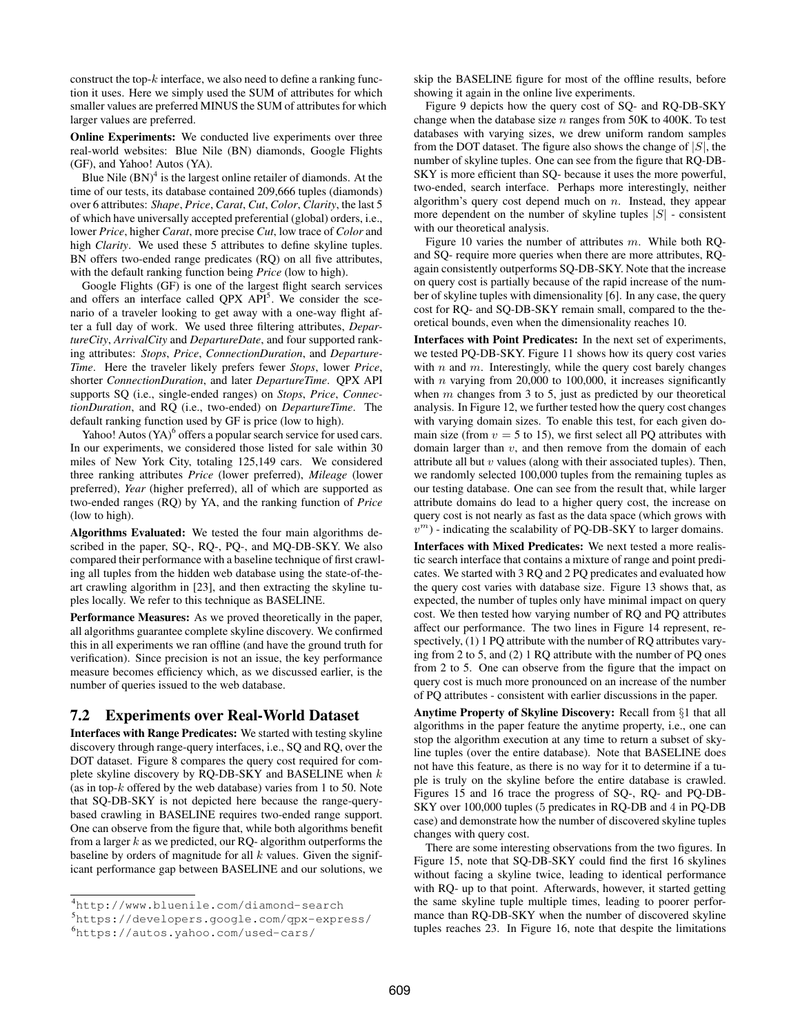construct the top-$k$ interface, we also need to define a ranking function it uses. Here we simply used the SUM of attributes for which smaller values are preferred MINUS the SUM of attributes for which larger values are preferred.

**Online Experiments:** We conducted live experiments over three real-world websites: Blue Nile (BN) diamonds, Google Flights (GF), and Yahoo! Autos (YA).

Blue Nile (BN)[4] is the largest online retailer of diamonds. At the time of our tests, its database contained 209,666 tuples (diamonds) over 6 attributes: *Shape*, *Price*, *Carat*, *Cut*, *Color*, *Clarity*, the last 5 of which have universally accepted preferential (global) orders, i.e., lower *Price*, higher *Carat*, more precise *Cut*, low trace of *Color* and high *Clarity*. We used these 5 attributes to define skyline tuples. BN offers two-ended range predicates (RQ) on all five attributes, with the default ranking function being *Price* (low to high).

Google Flights (GF) is one of the largest flight search services and offers an interface called QPX API[5]. We consider the scenario of a traveler looking to get away with a one-way flight after a full day of work. We used three filtering attributes, *DepartureCity*, *ArrivalCity* and *DepartureDate*, and four supported ranking attributes: *Stops*, *Price*, *ConnectionDuration*, and *DepartureTime*. Here the traveler likely prefers fewer *Stops*, lower *Price*, shorter *ConnectionDuration*, and later *DepartureTime*. QPX API supports SQ (i.e., single-ended ranges) on *Stops*, *Price*, *ConnectionDuration*, and RQ (i.e., two-ended) on *DepartureTime*. The default ranking function used by GF is price (low to high).

Yahoo! Autos (YA)[6] offers a popular search service for used cars. In our experiments, we considered those listed for sale within 30 miles of New York City, totaling 125,149 cars. We considered three ranking attributes *Price* (lower preferred), *Mileage* (lower preferred), *Year* (higher preferred), all of which are supported as two-ended ranges (RQ) by YA, and the ranking function of *Price* (low to high).

**Algorithms Evaluated:** We tested the four main algorithms described in the paper, SQ-, RQ-, PQ-, and MQ-DB-SKY. We also compared their performance with a baseline technique of first crawling all tuples from the hidden web database using the state-of-the-art crawling algorithm in [23], and then extracting the skyline tuples locally. We refer to this technique as BASELINE.

**Performance Measures:** As we proved theoretically in the paper, all algorithms guarantee complete skyline discovery. We confirmed this in all experiments we ran offline (and have the ground truth for verification). Since precision is not an issue, the key performance measure becomes efficiency which, as we discussed earlier, is the number of queries issued to the web database.

## 7.2 Experiments over Real-World Dataset

**Interfaces with Range Predicates:** We started with testing skyline discovery through range-query interfaces, i.e., SQ and RQ, over the DOT dataset. Figure 8 compares the query cost required for complete skyline discovery by RQ-DB-SKY and BASELINE when $k$ (as in top-$k$ offered by the web database) varies from 1 to 50. Note that SQ-DB-SKY is not depicted here because the range-query-based crawling in BASELINE requires two-ended range support. One can observe from the figure that, while both algorithms benefit from a larger $k$ as we predicted, our RQ- algorithm outperforms the baseline by orders of magnitude for all $k$ values. Given the significant performance gap between BASELINE and our solutions, we skip the BASELINE figure for most of the offline results, before showing it again in the online live experiments.

Figure 9 depicts how the query cost of SQ- and RQ-DB-SKY change when the database size $n$ ranges from 50K to 400K. To test databases with varying sizes, we drew uniform random samples from the DOT dataset. The figure also shows the change of $|S|$, the number of skyline tuples. One can see from the figure that RQ-DB-SKY is more efficient than SQ- because it uses the more powerful, two-ended, search interface. Perhaps more interestingly, neither algorithm's query cost depend much on $n$. Instead, they appear more dependent on the number of skyline tuples $|S|$ - consistent with our theoretical analysis.

Figure 10 varies the number of attributes $m$. While both RQ- and SQ- require more queries when there are more attributes, RQ- again consistently outperforms SQ-DB-SKY. Note that the increase on query cost is partially because of the rapid increase of the number of skyline tuples with dimensionality [6]. In any case, the query cost for RQ- and SQ-DB-SKY remain small, compared to the theoretical bounds, even when the dimensionality reaches 10.

**Interfaces with Point Predicates:** In the next set of experiments, we tested PQ-DB-SKY. Figure 11 shows how its query cost varies with $n$ and $m$. Interestingly, while the query cost barely changes with $n$ varying from 20,000 to 100,000, it increases significantly when $m$ changes from 3 to 5, just as predicted by our theoretical analysis. In Figure 12, we further tested how the query cost changes with varying domain sizes. To enable this test, for each given domain size (from $v = 5$ to 15), we first select all PQ attributes with domain larger than $v$, and then remove from the domain of each attribute all but $v$ values (along with their associated tuples). Then, we randomly selected 100,000 tuples from the remaining tuples as our testing database. One can see from the result that, while larger attribute domains do lead to a higher query cost, the increase on query cost is not nearly as fast as the data space (which grows with $v^m$) - indicating the scalability of PQ-DB-SKY to larger domains.

**Interfaces with Mixed Predicates:** We next tested a more realistic search interface that contains a mixture of range and point predicates. We started with 3 RQ and 2 PQ predicates and evaluated how the query cost varies with database size. Figure 13 shows that, as expected, the number of tuples only have minimal impact on query cost. We then tested how varying number of RQ and PQ attributes affect our performance. The two lines in Figure 14 represent, respectively, (1) 1 PQ attribute with the number of RQ attributes varying from 2 to 5, and (2) 1 RQ attribute with the number of PQ ones from 2 to 5. One can observe from the figure that the impact on query cost is much more pronounced on an increase of the number of PQ attributes - consistent with earlier discussions in the paper.

**Anytime Property of Skyline Discovery:** Recall from §1 that all algorithms in the paper feature the anytime property, i.e., one can stop the algorithm execution at any time to return a subset of skyline tuples (over the entire database). Note that BASELINE does not have this feature, as there is no way for it to determine if a tuple is truly on the skyline before the entire database is crawled. Figures 15 and 16 trace the progress of SQ-, RQ- and PQ-DB-SKY over 100,000 tuples (5 predicates in RQ-DB and 4 in PQ-DB case) and demonstrate how the number of discovered skyline tuples changes with query cost.

There are some interesting observations from the two figures. In Figure 15, note that SQ-DB-SKY could find the first 16 skylines without facing a skyline twice, leading to identical performance with RQ- up to that point. Afterwards, however, it started getting the same skyline tuple multiple times, leading to poorer performance than RQ-DB-SKY when the number of discovered skyline tuples reaches 23. In Figure 16, note that despite the limitations

[4] http://www.bluenile.com/diamond-search

[5] https://developers.google.com/qpx-express/

[6] https://autos.yahoo.com/used-cars/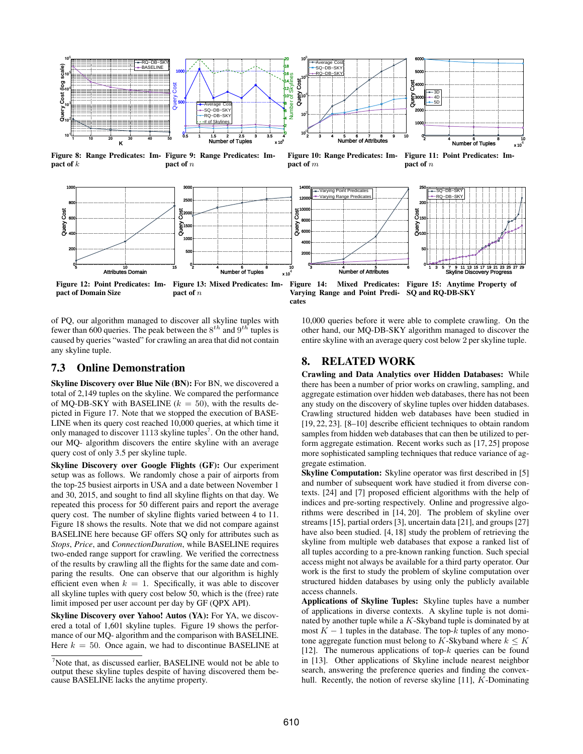Figure 8: Range Predicates: Impact of $k$

Figure 9: Range Predicates: Impact of $n$

Figure 10: Range Predicates: Impact of $m$

Figure 11: Point Predicates: Impact of $n$

Figure 12: Point Predicates: Impact of Domain Size

Figure 13: Mixed Predicates: Impact of $n$

Figure 14: Mixed Predicates: Varying Range and Point Predicates

Figure 15: Anytime Property of SQ and RQ-DB-SKY

of PQ, our algorithm managed to discover all skyline tuples with fewer than 600 queries. The peak between the $8^{th}$ and $9^{th}$ tuples is caused by queries "wasted" for crawling an area that did not contain any skyline tuple.

## 7.3 Online Demonstration

**Skyline Discovery over Blue Nile (BN):** For BN, we discovered a total of 2,149 tuples on the skyline. We compared the performance of MQ-DB-SKY with BASELINE ($k = 50$), with the results depicted in Figure 17. Note that we stopped the execution of BASELINE when its query cost reached 10,000 queries, at which time it only managed to discover 1113 skyline tuples[7]. On the other hand, our MQ- algorithm discovers the entire skyline with an average query cost of only 3.5 per skyline tuple.

**Skyline Discovery over Google Flights (GF):** Our experiment setup was as follows. We randomly chose a pair of airports from the top-25 busiest airports in USA and a date between November 1 and 30, 2015, and sought to find all skyline flights on that day. We repeated this process for 50 different pairs and report the average query cost. The number of skyline flights varied between 4 to 11. Figure 18 shows the results. Note that we did not compare against BASELINE here because GF offers SQ only for attributes such as *Stops*, *Price*, and *ConnectionDuration*, while BASELINE requires two-ended range support for crawling. We verified the correctness of the results by crawling all the flights for the same date and comparing the results. One can observe that our algorithm is highly efficient even when $k = 1$. Specifically, it was able to discover all skyline tuples with query cost below 50, which is the (free) rate limit imposed per user account per day by GF (QPX API).

**Skyline Discovery over Yahoo! Autos (YA):** For YA, we discovered a total of 1,601 skyline tuples. Figure 19 shows the performance of our MQ- algorithm and the comparison with BASELINE. Here $k = 50$. Once again, we had to discontinue BASELINE at 10,000 queries before it were able to complete crawling. On the other hand, our MQ-DB-SKY algorithm managed to discover the entire skyline with an average query cost below 2 per skyline tuple.

[7]Note that, as discussed earlier, BASELINE would not be able to output these skyline tuples despite of having discovered them because BASELINE lacks the anytime property.

# 8. RELATED WORK

**Crawling and Data Analytics over Hidden Databases:** While there has been a number of prior works on crawling, sampling, and aggregate estimation over hidden web databases, there has not been any study on the discovery of skyline tuples over hidden databases. Crawling structured hidden web databases have been studied in [19, 22, 23]. [8–10] describe efficient techniques to obtain random samples from hidden web databases that can then be utilized to perform aggregate estimation. Recent works such as [17, 25] propose more sophisticated sampling techniques that reduce variance of aggregate estimation.

**Skyline Computation:** Skyline operator was first described in [5] and number of subsequent work have studied it from diverse contexts. [24] and [7] proposed efficient algorithms with the help of indices and pre-sorting respectively. Online and progressive algorithms were described in [14, 20]. The problem of skyline over streams [15], partial orders [3], uncertain data [21], and groups [27] have also been studied. [4, 18] study the problem of retrieving the skyline from multiple web databases that expose a ranked list of all tuples according to a pre-known ranking function. Such special access might not always be available for a third party operator. Our work is the first to study the problem of skyline computation over structured hidden databases by using only the publicly available access channels.

**Applications of Skyline Tuples:** Skyline tuples have a number of applications in diverse contexts. A skyline tuple is not dominated by another tuple while a $K$-Skyband tuple is dominated by at most $K - 1$ tuples in the database. The top-$k$ tuples of any monotone aggregate function must belong to $K$-Skyband where $k \leq K$ [12]. The numerous applications of top-$k$ queries can be found in [13]. Other applications of Skyline include nearest neighbor search, answering the preference queries and finding the convex-hull. Recently, the notion of reverse skyline [11], $K$-Dominating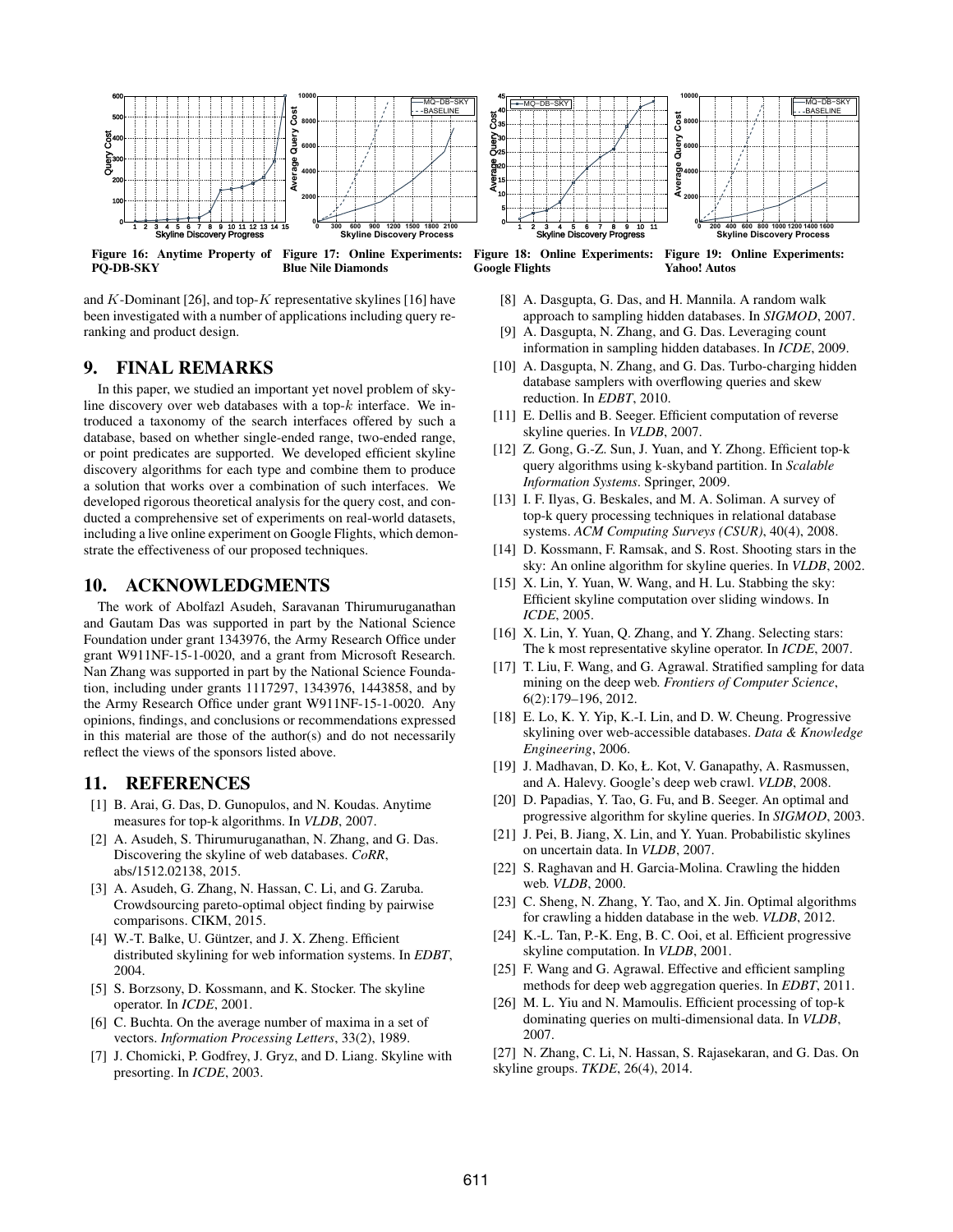Query Cost
600
500
400
300
200
100
0
1 2 3 4 5 6 7 8 9 10 11 12 13 14 15
Skyline Discovery Progress

Figure 16: Anytime Property of PQ-DB-SKY

Average Query Cost
10000
8000
6000
4000
2000
0
0 300 600 900 1200 1500 1800 2100
Skyline Discovery Process
MQ−DB−SKY
BASELINE

Figure 17: Online Experiments: Blue Nile Diamonds

Average Query Cost
45
40
35
30
25
20
15
10
5
0
1 2 3 4 5 6 7 8 9 10 11
Skyline Discovery Progress
MQ−DB−SKY

Figure 18: Online Experiments: Google Flights

Average Query Cost
10000
8000
6000
4000
2000
0
0 200 400 600 800 1000 1200 1400 1600
Skyline Discovery Process
MQ−DB−SKY
BASELINE

Figure 19: Online Experiments: Yahoo! Autos

and $K$-Dominant [26], and top-$K$ representative skylines [16] have been investigated with a number of applications including query reranking and product design.

## 9. FINAL REMARKS

In this paper, we studied an important yet novel problem of skyline discovery over web databases with a top-$k$ interface. We introduced a taxonomy of the search interfaces offered by such a database, based on whether single-ended range, two-ended range, or point predicates are supported. We developed efficient skyline discovery algorithms for each type and combine them to produce a solution that works over a combination of such interfaces. We developed rigorous theoretical analysis for the query cost, and conducted a comprehensive set of experiments on real-world datasets, including a live online experiment on Google Flights, which demonstrate the effectiveness of our proposed techniques.

## 10. ACKNOWLEDGMENTS

The work of Abolfazl Asudeh, Saravanan Thirumuruganathan and Gautam Das was supported in part by the National Science Foundation under grant 1343976, the Army Research Office under grant W911NF-15-1-0020, and a grant from Microsoft Research. Nan Zhang was supported in part by the National Science Foundation, including under grants 1117297, 1343976, 1443858, and by the Army Research Office under grant W911NF-15-1-0020. Any opinions, findings, and conclusions or recommendations expressed in this material are those of the author(s) and do not necessarily reflect the views of the sponsors listed above.

## 11. REFERENCES

[1] B. Arai, G. Das, D. Gunopulos, and N. Koudas. Anytime measures for top-k algorithms. In *VLDB*, 2007.

[2] A. Asudeh, S. Thirumuruganathan, N. Zhang, and G. Das. Discovering the skyline of web databases. *CoRR*, abs/1512.02138, 2015.

[3] A. Asudeh, G. Zhang, N. Hassan, C. Li, and G. Zaruba. Crowdsourcing pareto-optimal object finding by pairwise comparisons. CIKM, 2015.

[4] W.-T. Balke, U. Güntzer, and J. X. Zheng. Efficient distributed skylining for web information systems. In *EDBT*, 2004.

[5] S. Borzsony, D. Kossmann, and K. Stocker. The skyline operator. In *ICDE*, 2001.

[6] C. Buchta. On the average number of maxima in a set of vectors. *Information Processing Letters*, 33(2), 1989.

[7] J. Chomicki, P. Godfrey, J. Gryz, and D. Liang. Skyline with presorting. In *ICDE*, 2003.

[8] A. Dasgupta, G. Das, and H. Mannila. A random walk approach to sampling hidden databases. In *SIGMOD*, 2007.

[9] A. Dasgupta, N. Zhang, and G. Das. Leveraging count information in sampling hidden databases. In *ICDE*, 2009.

[10] A. Dasgupta, N. Zhang, and G. Das. Turbo-charging hidden database samplers with overflowing queries and skew reduction. In *EDBT*, 2010.

[11] E. Dellis and B. Seeger. Efficient computation of reverse skyline queries. In *VLDB*, 2007.

[12] Z. Gong, G.-Z. Sun, J. Yuan, and Y. Zhong. Efficient top-k query algorithms using k-skyband partition. In *Scalable Information Systems*. Springer, 2009.

[13] I. F. Ilyas, G. Beskales, and M. A. Soliman. A survey of top-k query processing techniques in relational database systems. *ACM Computing Surveys (CSUR)*, 40(4), 2008.

[14] D. Kossmann, F. Ramsak, and S. Rost. Shooting stars in the sky: An online algorithm for skyline queries. In *VLDB*, 2002.

[15] X. Lin, Y. Yuan, W. Wang, and H. Lu. Stabbing the sky: Efficient skyline computation over sliding windows. In *ICDE*, 2005.

[16] X. Lin, Y. Yuan, Q. Zhang, and Y. Zhang. Selecting stars: The k most representative skyline operator. In *ICDE*, 2007.

[17] T. Liu, F. Wang, and G. Agrawal. Stratified sampling for data mining on the deep web. *Frontiers of Computer Science*, 6(2):179–196, 2012.

[18] E. Lo, K. Y. Yip, K.-I. Lin, and D. W. Cheung. Progressive skylining over web-accessible databases. *Data & Knowledge Engineering*, 2006.

[19] J. Madhavan, D. Ko, Ł. Kot, V. Ganapathy, A. Rasmussen, and A. Halevy. Google's deep web crawl. *VLDB*, 2008.

[20] D. Papadias, Y. Tao, G. Fu, and B. Seeger. An optimal and progressive algorithm for skyline queries. In *SIGMOD*, 2003.

[21] J. Pei, B. Jiang, X. Lin, and Y. Yuan. Probabilistic skylines on uncertain data. In *VLDB*, 2007.

[22] S. Raghavan and H. Garcia-Molina. Crawling the hidden web. *VLDB*, 2000.

[23] C. Sheng, N. Zhang, Y. Tao, and X. Jin. Optimal algorithms for crawling a hidden database in the web. *VLDB*, 2012.

[24] K.-L. Tan, P.-K. Eng, B. C. Ooi, et al. Efficient progressive skyline computation. In *VLDB*, 2001.

[25] F. Wang and G. Agrawal. Effective and efficient sampling methods for deep web aggregation queries. In *EDBT*, 2011.

[26] M. L. Yiu and N. Mamoulis. Efficient processing of top-k dominating queries on multi-dimensional data. In *VLDB*, 2007.

[27] N. Zhang, C. Li, N. Hassan, S. Rajasekaran, and G. Das. On skyline groups. *TKDE*, 26(4), 2014.